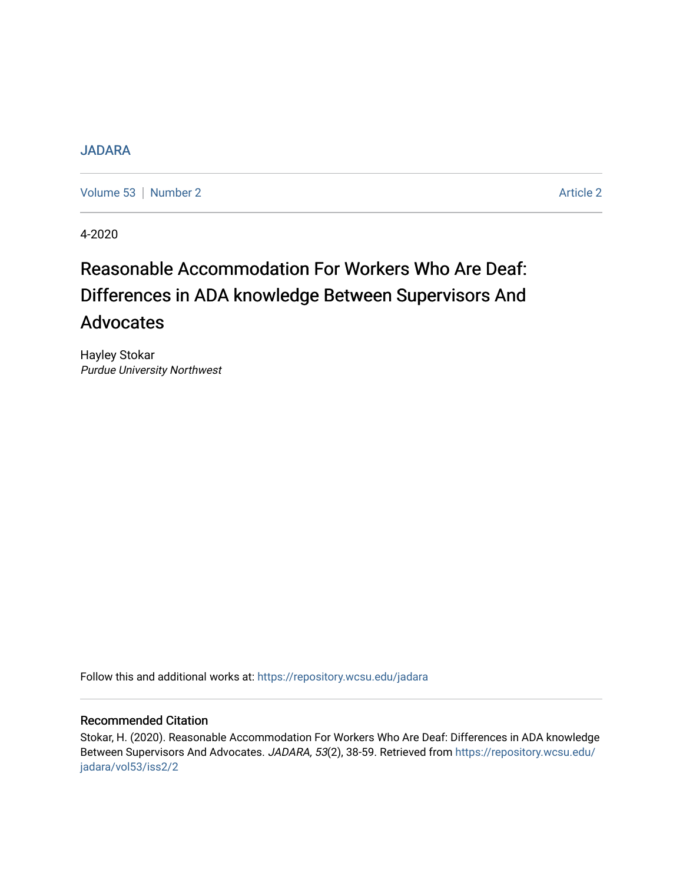JADARA

Volume 53 | Number 2 Article 2

4-2020

# Reasonable Accommodation For Workers Who Are Deaf: Differences in ADA knowledge Between Supervisors And Advocates

Hayley Stokar
*Purdue University Northwest*

Follow this and additional works at: https://repository.wcsu.edu/jadara

## Recommended Citation

Stokar, H. (2020). Reasonable Accommodation For Workers Who Are Deaf: Differences in ADA knowledge Between Supervisors And Advocates. *JADARA, 53*(2), 38-59. Retrieved from https://repository.wcsu.edu/jadara/vol53/iss2/2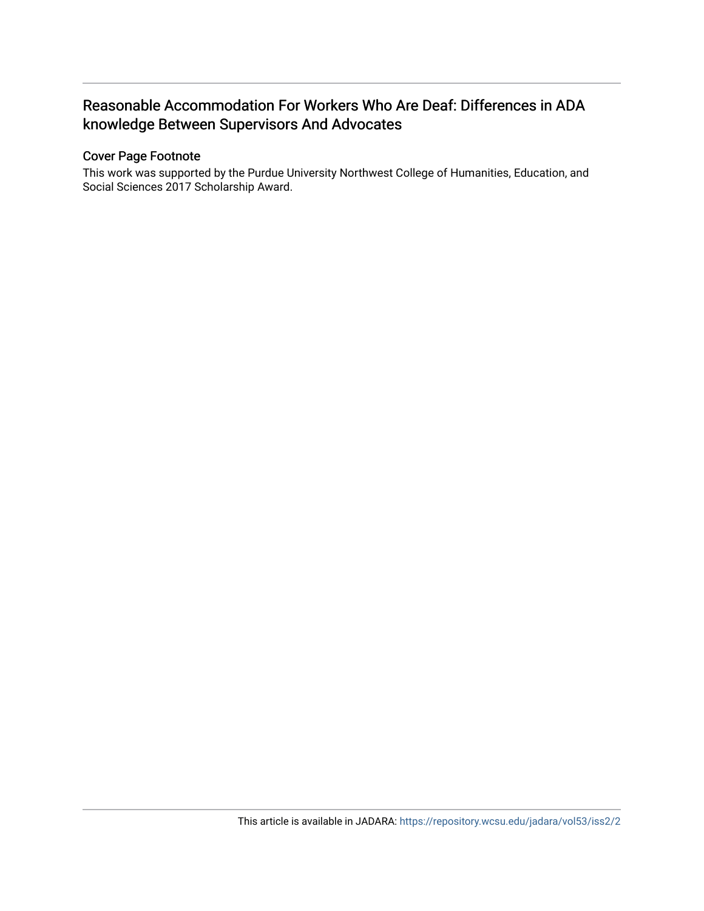# Reasonable Accommodation For Workers Who Are Deaf: Differences in ADA knowledge Between Supervisors And Advocates

## Cover Page Footnote

This work was supported by the Purdue University Northwest College of Humanities, Education, and Social Sciences 2017 Scholarship Award.

This article is available in JADARA: https://repository.wcsu.edu/jadara/vol53/iss2/2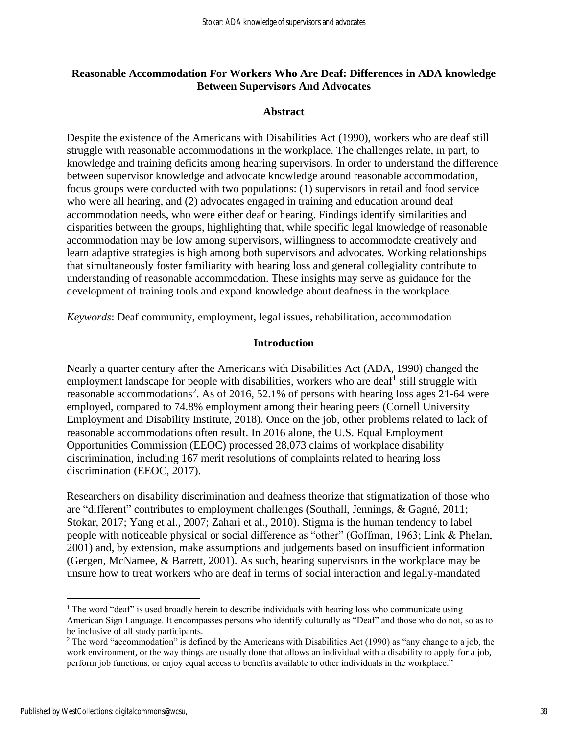## Reasonable Accommodation For Workers Who Are Deaf: Differences in ADA knowledge Between Supervisors And Advocates

### Abstract

Despite the existence of the Americans with Disabilities Act (1990), workers who are deaf still struggle with reasonable accommodations in the workplace. The challenges relate, in part, to knowledge and training deficits among hearing supervisors. In order to understand the difference between supervisor knowledge and advocate knowledge around reasonable accommodation, focus groups were conducted with two populations: (1) supervisors in retail and food service who were all hearing, and (2) advocates engaged in training and education around deaf accommodation needs, who were either deaf or hearing. Findings identify similarities and disparities between the groups, highlighting that, while specific legal knowledge of reasonable accommodation may be low among supervisors, willingness to accommodate creatively and learn adaptive strategies is high among both supervisors and advocates. Working relationships that simultaneously foster familiarity with hearing loss and general collegiality contribute to understanding of reasonable accommodation. These insights may serve as guidance for the development of training tools and expand knowledge about deafness in the workplace.

*Keywords*: Deaf community, employment, legal issues, rehabilitation, accommodation

### Introduction

Nearly a quarter century after the Americans with Disabilities Act (ADA, 1990) changed the employment landscape for people with disabilities, workers who are deaf[1] still struggle with reasonable accommodations[2]. As of 2016, 52.1% of persons with hearing loss ages 21-64 were employed, compared to 74.8% employment among their hearing peers (Cornell University Employment and Disability Institute, 2018). Once on the job, other problems related to lack of reasonable accommodations often result. In 2016 alone, the U.S. Equal Employment Opportunities Commission (EEOC) processed 28,073 claims of workplace disability discrimination, including 167 merit resolutions of complaints related to hearing loss discrimination (EEOC, 2017).

Researchers on disability discrimination and deafness theorize that stigmatization of those who are "different" contributes to employment challenges (Southall, Jennings, & Gagné, 2011; Stokar, 2017; Yang et al., 2007; Zahari et al., 2010). Stigma is the human tendency to label people with noticeable physical or social difference as "other" (Goffman, 1963; Link & Phelan, 2001) and, by extension, make assumptions and judgements based on insufficient information (Gergen, McNamee, & Barrett, 2001). As such, hearing supervisors in the workplace may be unsure how to treat workers who are deaf in terms of social interaction and legally-mandated

[1] The word "deaf" is used broadly herein to describe individuals with hearing loss who communicate using American Sign Language. It encompasses persons who identify culturally as "Deaf" and those who do not, so as to be inclusive of all study participants.

[2] The word "accommodation" is defined by the Americans with Disabilities Act (1990) as "any change to a job, the work environment, or the way things are usually done that allows an individual with a disability to apply for a job, perform job functions, or enjoy equal access to benefits available to other individuals in the workplace."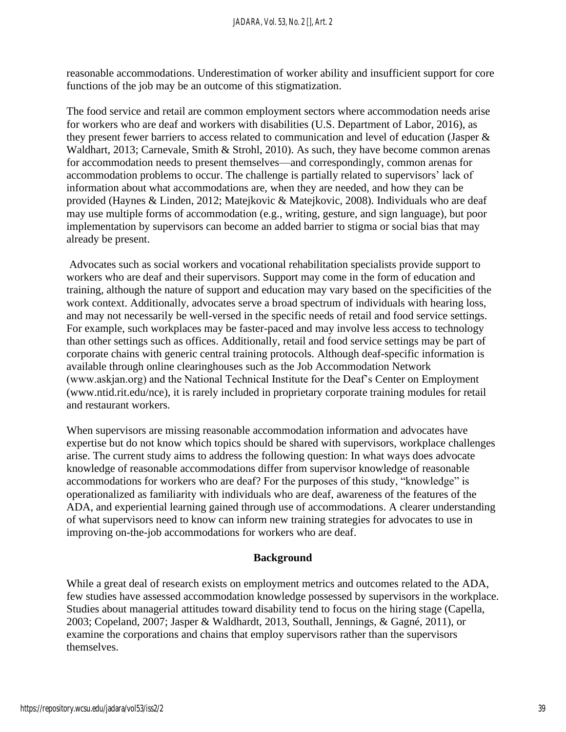reasonable accommodations. Underestimation of worker ability and insufficient support for core functions of the job may be an outcome of this stigmatization.

The food service and retail are common employment sectors where accommodation needs arise for workers who are deaf and workers with disabilities (U.S. Department of Labor, 2016), as they present fewer barriers to access related to communication and level of education (Jasper & Waldhart, 2013; Carnevale, Smith & Strohl, 2010). As such, they have become common arenas for accommodation needs to present themselves—and correspondingly, common arenas for accommodation problems to occur. The challenge is partially related to supervisors' lack of information about what accommodations are, when they are needed, and how they can be provided (Haynes & Linden, 2012; Matejkovic & Matejkovic, 2008). Individuals who are deaf may use multiple forms of accommodation (e.g., writing, gesture, and sign language), but poor implementation by supervisors can become an added barrier to stigma or social bias that may already be present.

Advocates such as social workers and vocational rehabilitation specialists provide support to workers who are deaf and their supervisors. Support may come in the form of education and training, although the nature of support and education may vary based on the specificities of the work context. Additionally, advocates serve a broad spectrum of individuals with hearing loss, and may not necessarily be well-versed in the specific needs of retail and food service settings. For example, such workplaces may be faster-paced and may involve less access to technology than other settings such as offices. Additionally, retail and food service settings may be part of corporate chains with generic central training protocols. Although deaf-specific information is available through online clearinghouses such as the Job Accommodation Network (www.askjan.org) and the National Technical Institute for the Deaf's Center on Employment (www.ntid.rit.edu/nce), it is rarely included in proprietary corporate training modules for retail and restaurant workers.

When supervisors are missing reasonable accommodation information and advocates have expertise but do not know which topics should be shared with supervisors, workplace challenges arise. The current study aims to address the following question: In what ways does advocate knowledge of reasonable accommodations differ from supervisor knowledge of reasonable accommodations for workers who are deaf? For the purposes of this study, "knowledge" is operationalized as familiarity with individuals who are deaf, awareness of the features of the ADA, and experiential learning gained through use of accommodations. A clearer understanding of what supervisors need to know can inform new training strategies for advocates to use in improving on-the-job accommodations for workers who are deaf.

## Background

While a great deal of research exists on employment metrics and outcomes related to the ADA, few studies have assessed accommodation knowledge possessed by supervisors in the workplace. Studies about managerial attitudes toward disability tend to focus on the hiring stage (Capella, 2003; Copeland, 2007; Jasper & Waldhardt, 2013, Southall, Jennings, & Gagné, 2011), or examine the corporations and chains that employ supervisors rather than the supervisors themselves.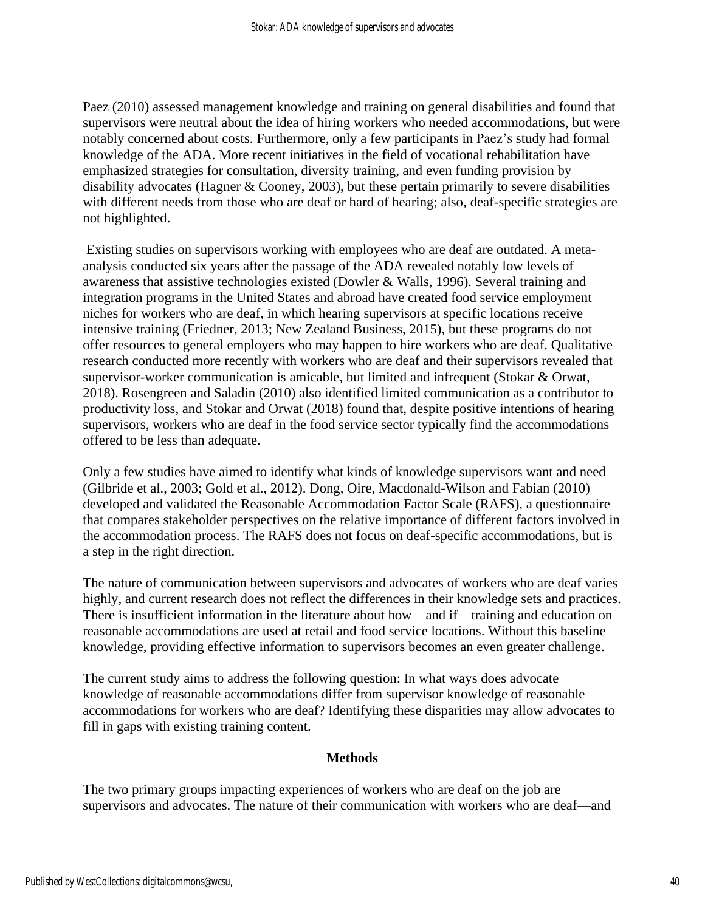Paez (2010) assessed management knowledge and training on general disabilities and found that supervisors were neutral about the idea of hiring workers who needed accommodations, but were notably concerned about costs. Furthermore, only a few participants in Paez's study had formal knowledge of the ADA. More recent initiatives in the field of vocational rehabilitation have emphasized strategies for consultation, diversity training, and even funding provision by disability advocates (Hagner & Cooney, 2003), but these pertain primarily to severe disabilities with different needs from those who are deaf or hard of hearing; also, deaf-specific strategies are not highlighted.

Existing studies on supervisors working with employees who are deaf are outdated. A meta-analysis conducted six years after the passage of the ADA revealed notably low levels of awareness that assistive technologies existed (Dowler & Walls, 1996). Several training and integration programs in the United States and abroad have created food service employment niches for workers who are deaf, in which hearing supervisors at specific locations receive intensive training (Friedner, 2013; New Zealand Business, 2015), but these programs do not offer resources to general employers who may happen to hire workers who are deaf. Qualitative research conducted more recently with workers who are deaf and their supervisors revealed that supervisor-worker communication is amicable, but limited and infrequent (Stokar & Orwat, 2018). Rosengreen and Saladin (2010) also identified limited communication as a contributor to productivity loss, and Stokar and Orwat (2018) found that, despite positive intentions of hearing supervisors, workers who are deaf in the food service sector typically find the accommodations offered to be less than adequate.

Only a few studies have aimed to identify what kinds of knowledge supervisors want and need (Gilbride et al., 2003; Gold et al., 2012). Dong, Oire, Macdonald-Wilson and Fabian (2010) developed and validated the Reasonable Accommodation Factor Scale (RAFS), a questionnaire that compares stakeholder perspectives on the relative importance of different factors involved in the accommodation process. The RAFS does not focus on deaf-specific accommodations, but is a step in the right direction.

The nature of communication between supervisors and advocates of workers who are deaf varies highly, and current research does not reflect the differences in their knowledge sets and practices. There is insufficient information in the literature about how—and if—training and education on reasonable accommodations are used at retail and food service locations. Without this baseline knowledge, providing effective information to supervisors becomes an even greater challenge.

The current study aims to address the following question: In what ways does advocate knowledge of reasonable accommodations differ from supervisor knowledge of reasonable accommodations for workers who are deaf? Identifying these disparities may allow advocates to fill in gaps with existing training content.

## Methods

The two primary groups impacting experiences of workers who are deaf on the job are supervisors and advocates. The nature of their communication with workers who are deaf—and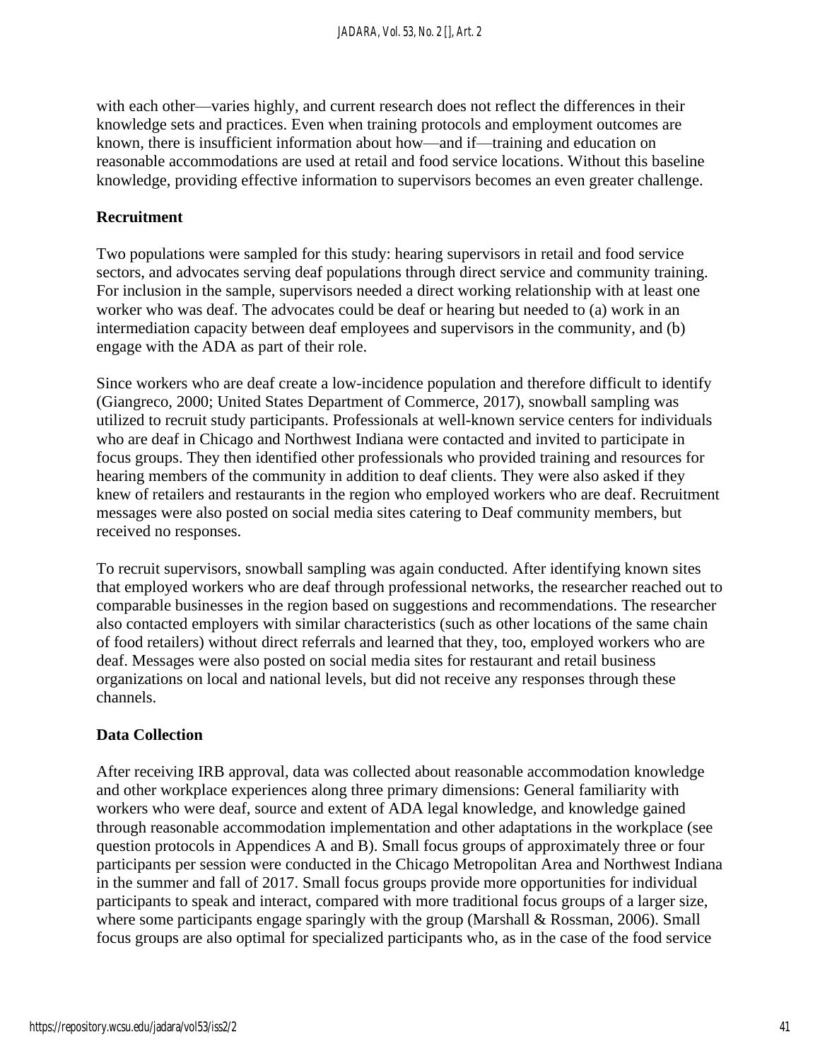with each other—varies highly, and current research does not reflect the differences in their knowledge sets and practices. Even when training protocols and employment outcomes are known, there is insufficient information about how—and if—training and education on reasonable accommodations are used at retail and food service locations. Without this baseline knowledge, providing effective information to supervisors becomes an even greater challenge.

**Recruitment**

Two populations were sampled for this study: hearing supervisors in retail and food service sectors, and advocates serving deaf populations through direct service and community training. For inclusion in the sample, supervisors needed a direct working relationship with at least one worker who was deaf. The advocates could be deaf or hearing but needed to (a) work in an intermediation capacity between deaf employees and supervisors in the community, and (b) engage with the ADA as part of their role.

Since workers who are deaf create a low-incidence population and therefore difficult to identify (Giangreco, 2000; United States Department of Commerce, 2017), snowball sampling was utilized to recruit study participants. Professionals at well-known service centers for individuals who are deaf in Chicago and Northwest Indiana were contacted and invited to participate in focus groups. They then identified other professionals who provided training and resources for hearing members of the community in addition to deaf clients. They were also asked if they knew of retailers and restaurants in the region who employed workers who are deaf. Recruitment messages were also posted on social media sites catering to Deaf community members, but received no responses.

To recruit supervisors, snowball sampling was again conducted. After identifying known sites that employed workers who are deaf through professional networks, the researcher reached out to comparable businesses in the region based on suggestions and recommendations. The researcher also contacted employers with similar characteristics (such as other locations of the same chain of food retailers) without direct referrals and learned that they, too, employed workers who are deaf. Messages were also posted on social media sites for restaurant and retail business organizations on local and national levels, but did not receive any responses through these channels.

**Data Collection**

After receiving IRB approval, data was collected about reasonable accommodation knowledge and other workplace experiences along three primary dimensions: General familiarity with workers who were deaf, source and extent of ADA legal knowledge, and knowledge gained through reasonable accommodation implementation and other adaptations in the workplace (see question protocols in Appendices A and B). Small focus groups of approximately three or four participants per session were conducted in the Chicago Metropolitan Area and Northwest Indiana in the summer and fall of 2017. Small focus groups provide more opportunities for individual participants to speak and interact, compared with more traditional focus groups of a larger size, where some participants engage sparingly with the group (Marshall & Rossman, 2006). Small focus groups are also optimal for specialized participants who, as in the case of the food service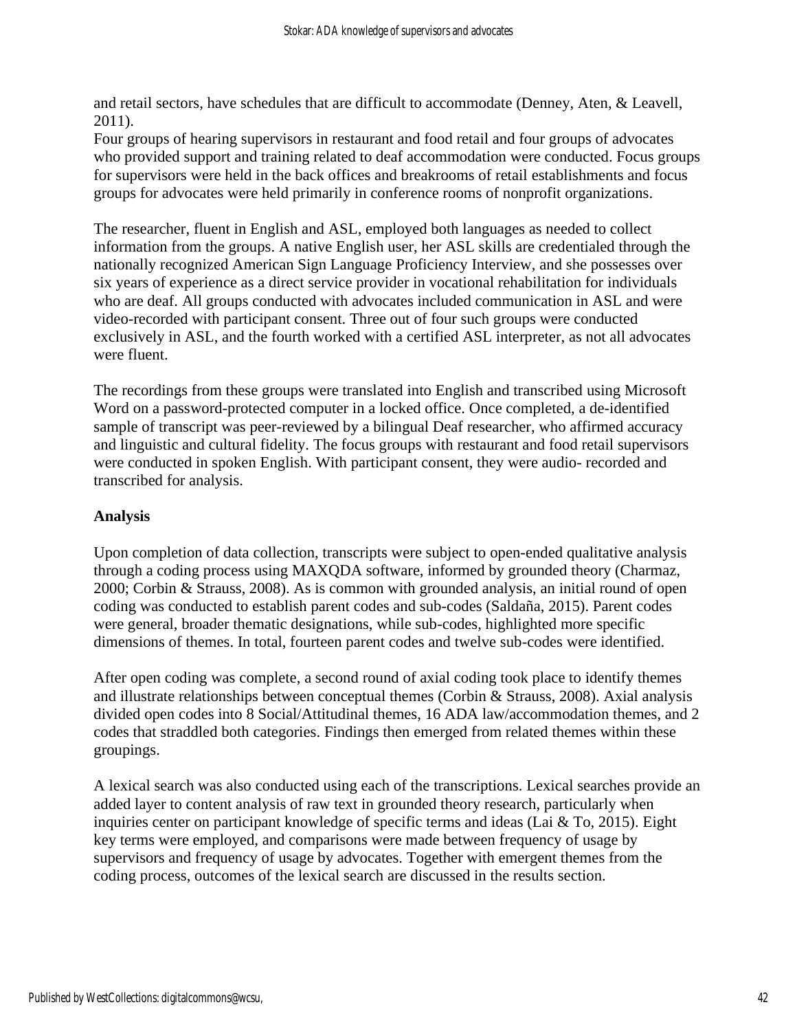and retail sectors, have schedules that are difficult to accommodate (Denney, Aten, & Leavell, 2011).
Four groups of hearing supervisors in restaurant and food retail and four groups of advocates who provided support and training related to deaf accommodation were conducted. Focus groups for supervisors were held in the back offices and breakrooms of retail establishments and focus groups for advocates were held primarily in conference rooms of nonprofit organizations.

The researcher, fluent in English and ASL, employed both languages as needed to collect information from the groups. A native English user, her ASL skills are credentialed through the nationally recognized American Sign Language Proficiency Interview, and she possesses over six years of experience as a direct service provider in vocational rehabilitation for individuals who are deaf. All groups conducted with advocates included communication in ASL and were video-recorded with participant consent. Three out of four such groups were conducted exclusively in ASL, and the fourth worked with a certified ASL interpreter, as not all advocates were fluent.

The recordings from these groups were translated into English and transcribed using Microsoft Word on a password-protected computer in a locked office. Once completed, a de-identified sample of transcript was peer-reviewed by a bilingual Deaf researcher, who affirmed accuracy and linguistic and cultural fidelity. The focus groups with restaurant and food retail supervisors were conducted in spoken English. With participant consent, they were audio- recorded and transcribed for analysis.

**Analysis**

Upon completion of data collection, transcripts were subject to open-ended qualitative analysis through a coding process using MAXQDA software, informed by grounded theory (Charmaz, 2000; Corbin & Strauss, 2008). As is common with grounded analysis, an initial round of open coding was conducted to establish parent codes and sub-codes (Saldaña, 2015). Parent codes were general, broader thematic designations, while sub-codes, highlighted more specific dimensions of themes. In total, fourteen parent codes and twelve sub-codes were identified.

After open coding was complete, a second round of axial coding took place to identify themes and illustrate relationships between conceptual themes (Corbin & Strauss, 2008). Axial analysis divided open codes into 8 Social/Attitudinal themes, 16 ADA law/accommodation themes, and 2 codes that straddled both categories. Findings then emerged from related themes within these groupings.

A lexical search was also conducted using each of the transcriptions. Lexical searches provide an added layer to content analysis of raw text in grounded theory research, particularly when inquiries center on participant knowledge of specific terms and ideas (Lai & To, 2015). Eight key terms were employed, and comparisons were made between frequency of usage by supervisors and frequency of usage by advocates. Together with emergent themes from the coding process, outcomes of the lexical search are discussed in the results section.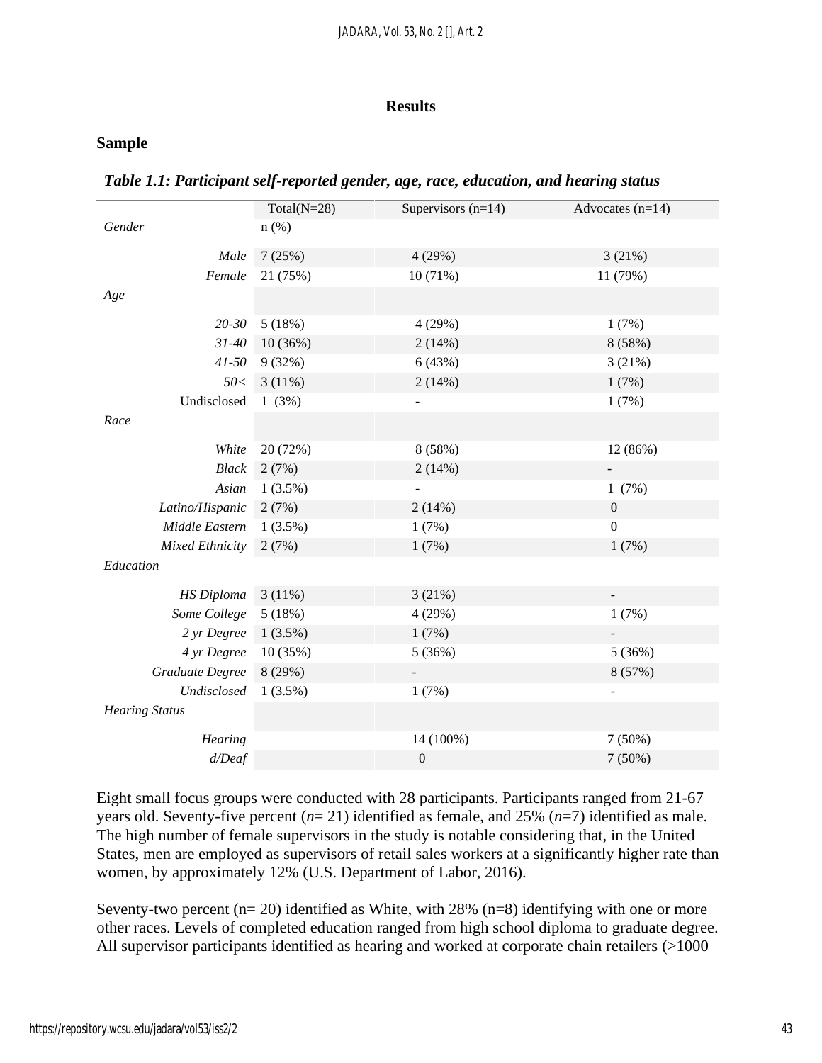## Results

### Sample

***Table 1.1: Participant self-reported gender, age, race, education, and hearing status***

| | Total(N=28) | Supervisors (n=14) | Advocates (n=14) |
|---|---|---|---|
| *Gender* | n (%) | | |
| *Male* | 7 (25%) | 4 (29%) | 3 (21%) |
| *Female* | 21 (75%) | 10 (71%) | 11 (79%) |
| *Age* | | | |
| *20-30* | 5 (18%) | 4 (29%) | 1 (7%) |
| *31-40* | 10 (36%) | 2 (14%) | 8 (58%) |
| *41-50* | 9 (32%) | 6 (43%) | 3 (21%) |
| *50<* | 3 (11%) | 2 (14%) | 1 (7%) |
| Undisclosed | 1 (3%) | - | 1 (7%) |
| *Race* | | | |
| *White* | 20 (72%) | 8 (58%) | 12 (86%) |
| *Black* | 2 (7%) | 2 (14%) | - |
| *Asian* | 1 (3.5%) | - | 1 (7%) |
| *Latino/Hispanic* | 2 (7%) | 2 (14%) | 0 |
| *Middle Eastern* | 1 (3.5%) | 1 (7%) | 0 |
| *Mixed Ethnicity* | 2 (7%) | 1 (7%) | 1 (7%) |
| *Education* | | | |
| *HS Diploma* | 3 (11%) | 3 (21%) | - |
| *Some College* | 5 (18%) | 4 (29%) | 1 (7%) |
| *2 yr Degree* | 1 (3.5%) | 1 (7%) | - |
| *4 yr Degree* | 10 (35%) | 5 (36%) | 5 (36%) |
| *Graduate Degree* | 8 (29%) | - | 8 (57%) |
| *Undisclosed* | 1 (3.5%) | 1 (7%) | - |
| *Hearing Status* | | | |
| *Hearing* | | 14 (100%) | 7 (50%) |
| *d/Deaf* | | 0 | 7 (50%) |

Eight small focus groups were conducted with 28 participants. Participants ranged from 21-67 years old. Seventy-five percent (*n*= 21) identified as female, and 25% (*n*=7) identified as male. The high number of female supervisors in the study is notable considering that, in the United States, men are employed as supervisors of retail sales workers at a significantly higher rate than women, by approximately 12% (U.S. Department of Labor, 2016).

Seventy-two percent (n= 20) identified as White, with 28% (n=8) identifying with one or more other races. Levels of completed education ranged from high school diploma to graduate degree. All supervisor participants identified as hearing and worked at corporate chain retailers (>1000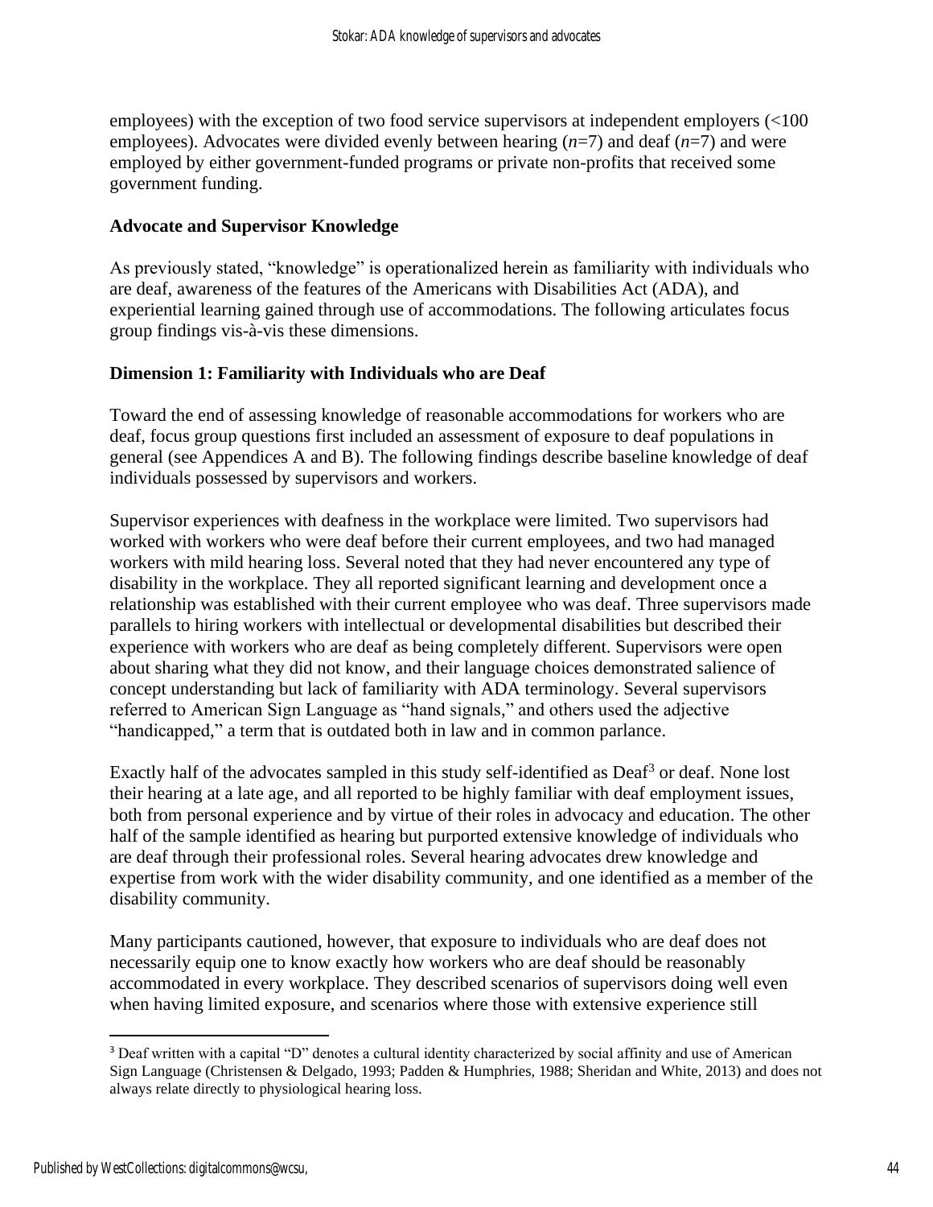employees) with the exception of two food service supervisors at independent employers (<100 employees). Advocates were divided evenly between hearing (*n*=7) and deaf (*n*=7) and were employed by either government-funded programs or private non-profits that received some government funding.

### Advocate and Supervisor Knowledge

As previously stated, "knowledge" is operationalized herein as familiarity with individuals who are deaf, awareness of the features of the Americans with Disabilities Act (ADA), and experiential learning gained through use of accommodations. The following articulates focus group findings vis-à-vis these dimensions.

### Dimension 1: Familiarity with Individuals who are Deaf

Toward the end of assessing knowledge of reasonable accommodations for workers who are deaf, focus group questions first included an assessment of exposure to deaf populations in general (see Appendices A and B). The following findings describe baseline knowledge of deaf individuals possessed by supervisors and workers.

Supervisor experiences with deafness in the workplace were limited. Two supervisors had worked with workers who were deaf before their current employees, and two had managed workers with mild hearing loss. Several noted that they had never encountered any type of disability in the workplace. They all reported significant learning and development once a relationship was established with their current employee who was deaf. Three supervisors made parallels to hiring workers with intellectual or developmental disabilities but described their experience with workers who are deaf as being completely different. Supervisors were open about sharing what they did not know, and their language choices demonstrated salience of concept understanding but lack of familiarity with ADA terminology. Several supervisors referred to American Sign Language as "hand signals," and others used the adjective "handicapped," a term that is outdated both in law and in common parlance.

Exactly half of the advocates sampled in this study self-identified as Deaf[3] or deaf. None lost their hearing at a late age, and all reported to be highly familiar with deaf employment issues, both from personal experience and by virtue of their roles in advocacy and education. The other half of the sample identified as hearing but purported extensive knowledge of individuals who are deaf through their professional roles. Several hearing advocates drew knowledge and expertise from work with the wider disability community, and one identified as a member of the disability community.

Many participants cautioned, however, that exposure to individuals who are deaf does not necessarily equip one to know exactly how workers who are deaf should be reasonably accommodated in every workplace. They described scenarios of supervisors doing well even when having limited exposure, and scenarios where those with extensive experience still

[3] Deaf written with a capital "D" denotes a cultural identity characterized by social affinity and use of American Sign Language (Christensen & Delgado, 1993; Padden & Humphries, 1988; Sheridan and White, 2013) and does not always relate directly to physiological hearing loss.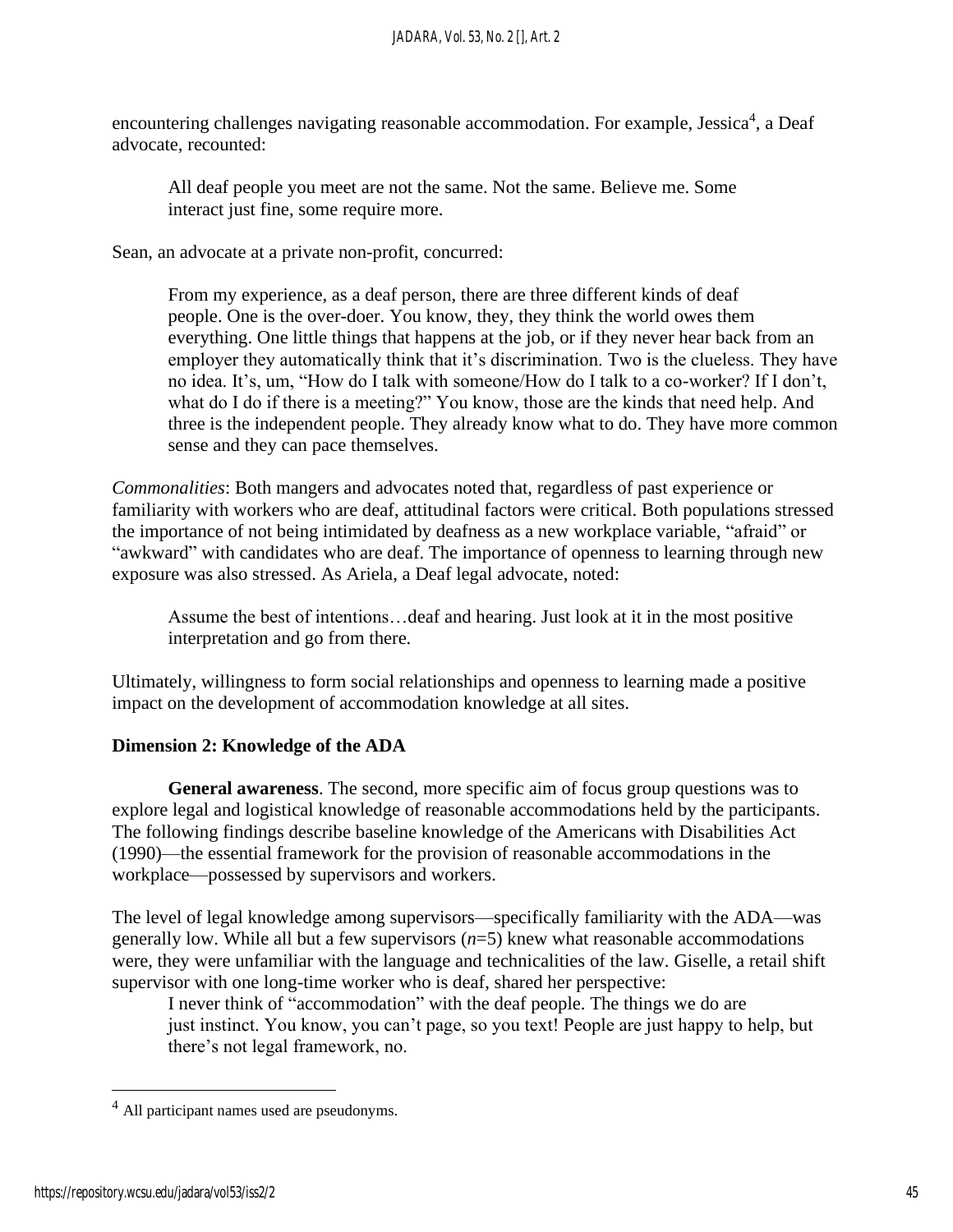encountering challenges navigating reasonable accommodation. For example, Jessica[4], a Deaf advocate, recounted:

> All deaf people you meet are not the same. Not the same. Believe me. Some interact just fine, some require more.

Sean, an advocate at a private non-profit, concurred:

> From my experience, as a deaf person, there are three different kinds of deaf people. One is the over-doer. You know, they, they think the world owes them everything. One little things that happens at the job, or if they never hear back from an employer they automatically think that it's discrimination. Two is the clueless. They have no idea. It's, um, "How do I talk with someone/How do I talk to a co-worker? If I don't, what do I do if there is a meeting?" You know, those are the kinds that need help. And three is the independent people. They already know what to do. They have more common sense and they can pace themselves.

*Commonalities*: Both mangers and advocates noted that, regardless of past experience or familiarity with workers who are deaf, attitudinal factors were critical. Both populations stressed the importance of not being intimidated by deafness as a new workplace variable, "afraid" or "awkward" with candidates who are deaf. The importance of openness to learning through new exposure was also stressed. As Ariela, a Deaf legal advocate, noted:

> Assume the best of intentions…deaf and hearing. Just look at it in the most positive interpretation and go from there.

Ultimately, willingness to form social relationships and openness to learning made a positive impact on the development of accommodation knowledge at all sites.

### Dimension 2: Knowledge of the ADA

**General awareness**. The second, more specific aim of focus group questions was to explore legal and logistical knowledge of reasonable accommodations held by the participants. The following findings describe baseline knowledge of the Americans with Disabilities Act (1990)—the essential framework for the provision of reasonable accommodations in the workplace—possessed by supervisors and workers.

The level of legal knowledge among supervisors—specifically familiarity with the ADA—was generally low. While all but a few supervisors ($n$=5) knew what reasonable accommodations were, they were unfamiliar with the language and technicalities of the law. Giselle, a retail shift supervisor with one long-time worker who is deaf, shared her perspective:

> I never think of "accommodation" with the deaf people. The things we do are just instinct. You know, you can't page, so you text! People are just happy to help, but there's not legal framework, no.

[4] All participant names used are pseudonyms.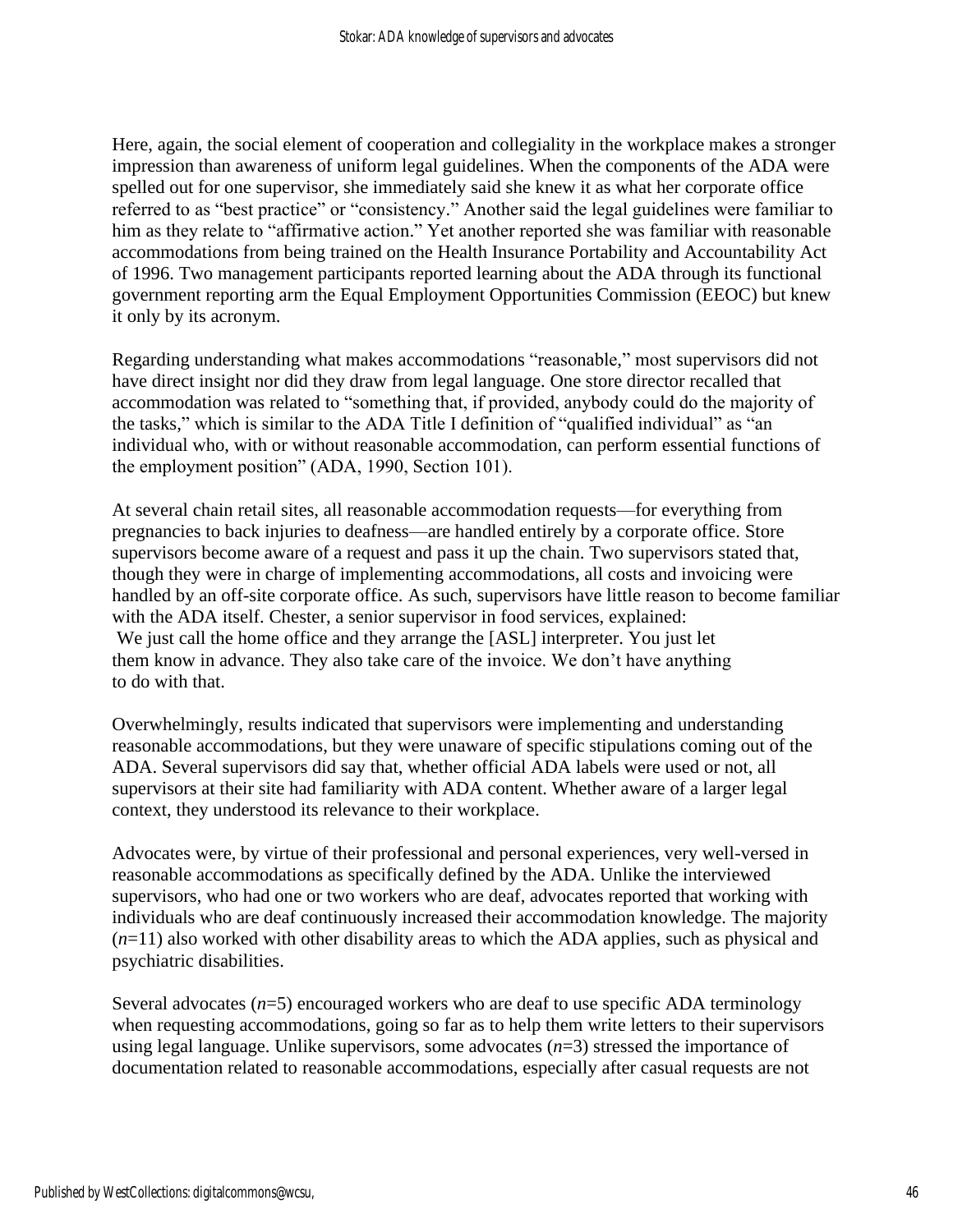Here, again, the social element of cooperation and collegiality in the workplace makes a stronger impression than awareness of uniform legal guidelines. When the components of the ADA were spelled out for one supervisor, she immediately said she knew it as what her corporate office referred to as "best practice" or "consistency." Another said the legal guidelines were familiar to him as they relate to "affirmative action." Yet another reported she was familiar with reasonable accommodations from being trained on the Health Insurance Portability and Accountability Act of 1996. Two management participants reported learning about the ADA through its functional government reporting arm the Equal Employment Opportunities Commission (EEOC) but knew it only by its acronym.

Regarding understanding what makes accommodations "reasonable," most supervisors did not have direct insight nor did they draw from legal language. One store director recalled that accommodation was related to "something that, if provided, anybody could do the majority of the tasks," which is similar to the ADA Title I definition of "qualified individual" as "an individual who, with or without reasonable accommodation, can perform essential functions of the employment position" (ADA, 1990, Section 101).

At several chain retail sites, all reasonable accommodation requests—for everything from pregnancies to back injuries to deafness—are handled entirely by a corporate office. Store supervisors become aware of a request and pass it up the chain. Two supervisors stated that, though they were in charge of implementing accommodations, all costs and invoicing were handled by an off-site corporate office. As such, supervisors have little reason to become familiar with the ADA itself. Chester, a senior supervisor in food services, explained:

> We just call the home office and they arrange the [ASL] interpreter. You just let them know in advance. They also take care of the invoice. We don't have anything to do with that.

Overwhelmingly, results indicated that supervisors were implementing and understanding reasonable accommodations, but they were unaware of specific stipulations coming out of the ADA. Several supervisors did say that, whether official ADA labels were used or not, all supervisors at their site had familiarity with ADA content. Whether aware of a larger legal context, they understood its relevance to their workplace.

Advocates were, by virtue of their professional and personal experiences, very well-versed in reasonable accommodations as specifically defined by the ADA. Unlike the interviewed supervisors, who had one or two workers who are deaf, advocates reported that working with individuals who are deaf continuously increased their accommodation knowledge. The majority ($n$=11) also worked with other disability areas to which the ADA applies, such as physical and psychiatric disabilities.

Several advocates ($n$=5) encouraged workers who are deaf to use specific ADA terminology when requesting accommodations, going so far as to help them write letters to their supervisors using legal language. Unlike supervisors, some advocates ($n$=3) stressed the importance of documentation related to reasonable accommodations, especially after casual requests are not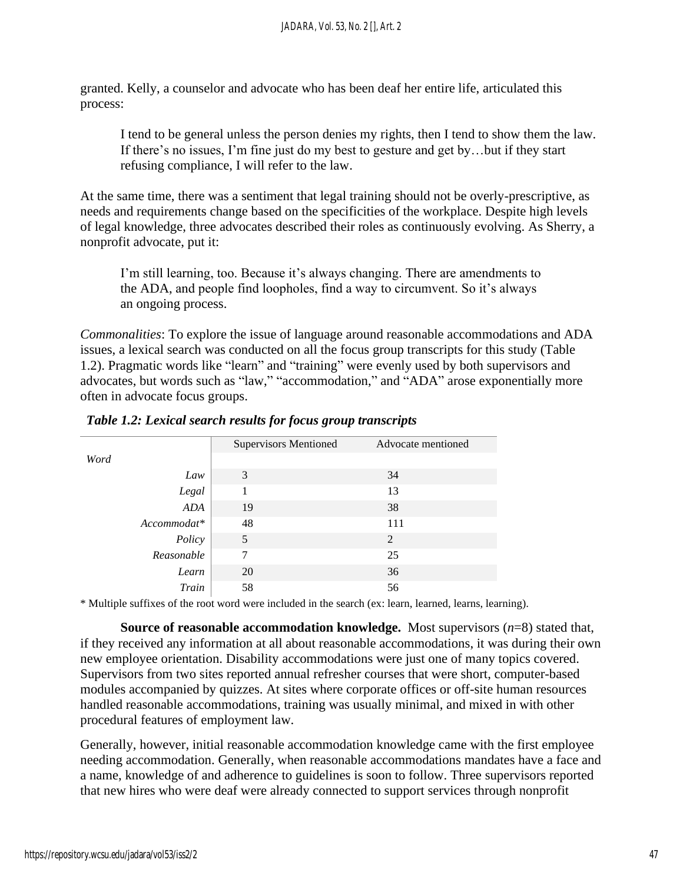granted. Kelly, a counselor and advocate who has been deaf her entire life, articulated this process:

> I tend to be general unless the person denies my rights, then I tend to show them the law. If there's no issues, I'm fine just do my best to gesture and get by…but if they start refusing compliance, I will refer to the law.

At the same time, there was a sentiment that legal training should not be overly-prescriptive, as needs and requirements change based on the specificities of the workplace. Despite high levels of legal knowledge, three advocates described their roles as continuously evolving. As Sherry, a nonprofit advocate, put it:

> I'm still learning, too. Because it's always changing. There are amendments to the ADA, and people find loopholes, find a way to circumvent. So it's always an ongoing process.

*Commonalities*: To explore the issue of language around reasonable accommodations and ADA issues, a lexical search was conducted on all the focus group transcripts for this study (Table 1.2). Pragmatic words like "learn" and "training" were evenly used by both supervisors and advocates, but words such as "law," "accommodation," and "ADA" arose exponentially more often in advocate focus groups.

***Table 1.2: Lexical search results for focus group transcripts***

| *Word* | Supervisors Mentioned | Advocate mentioned |
|---|---|---|
| *Law* | 3 | 34 |
| *Legal* | 1 | 13 |
| *ADA* | 19 | 38 |
| *Accommodat** | 48 | 111 |
| *Policy* | 5 | 2 |
| *Reasonable* | 7 | 25 |
| *Learn* | 20 | 36 |
| *Train* | 58 | 56 |

\* Multiple suffixes of the root word were included in the search (ex: learn, learned, learns, learning).

**Source of reasonable accommodation knowledge.** Most supervisors ($n$=8) stated that, if they received any information at all about reasonable accommodations, it was during their own new employee orientation. Disability accommodations were just one of many topics covered. Supervisors from two sites reported annual refresher courses that were short, computer-based modules accompanied by quizzes. At sites where corporate offices or off-site human resources handled reasonable accommodations, training was usually minimal, and mixed in with other procedural features of employment law.

Generally, however, initial reasonable accommodation knowledge came with the first employee needing accommodation. Generally, when reasonable accommodations mandates have a face and a name, knowledge of and adherence to guidelines is soon to follow. Three supervisors reported that new hires who were deaf were already connected to support services through nonprofit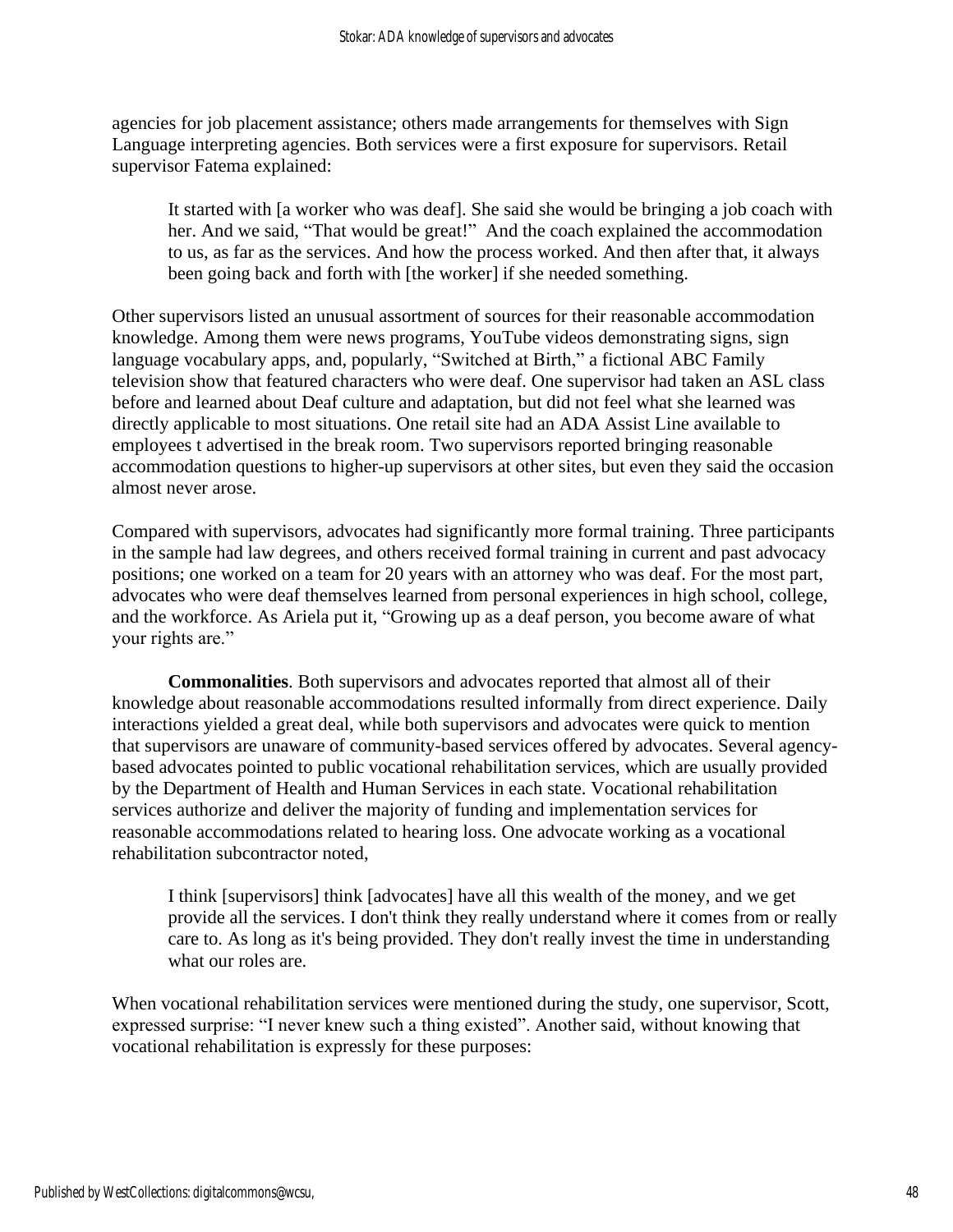agencies for job placement assistance; others made arrangements for themselves with Sign Language interpreting agencies. Both services were a first exposure for supervisors. Retail supervisor Fatema explained:

> It started with [a worker who was deaf]. She said she would be bringing a job coach with her. And we said, "That would be great!" And the coach explained the accommodation to us, as far as the services. And how the process worked. And then after that, it always been going back and forth with [the worker] if she needed something.

Other supervisors listed an unusual assortment of sources for their reasonable accommodation knowledge. Among them were news programs, YouTube videos demonstrating signs, sign language vocabulary apps, and, popularly, "Switched at Birth," a fictional ABC Family television show that featured characters who were deaf. One supervisor had taken an ASL class before and learned about Deaf culture and adaptation, but did not feel what she learned was directly applicable to most situations. One retail site had an ADA Assist Line available to employees t advertised in the break room. Two supervisors reported bringing reasonable accommodation questions to higher-up supervisors at other sites, but even they said the occasion almost never arose.

Compared with supervisors, advocates had significantly more formal training. Three participants in the sample had law degrees, and others received formal training in current and past advocacy positions; one worked on a team for 20 years with an attorney who was deaf. For the most part, advocates who were deaf themselves learned from personal experiences in high school, college, and the workforce. As Ariela put it, "Growing up as a deaf person, you become aware of what your rights are."

**Commonalities**. Both supervisors and advocates reported that almost all of their knowledge about reasonable accommodations resulted informally from direct experience. Daily interactions yielded a great deal, while both supervisors and advocates were quick to mention that supervisors are unaware of community-based services offered by advocates. Several agency-based advocates pointed to public vocational rehabilitation services, which are usually provided by the Department of Health and Human Services in each state. Vocational rehabilitation services authorize and deliver the majority of funding and implementation services for reasonable accommodations related to hearing loss. One advocate working as a vocational rehabilitation subcontractor noted,

> I think [supervisors] think [advocates] have all this wealth of the money, and we get provide all the services. I don't think they really understand where it comes from or really care to. As long as it's being provided. They don't really invest the time in understanding what our roles are.

When vocational rehabilitation services were mentioned during the study, one supervisor, Scott, expressed surprise: "I never knew such a thing existed". Another said, without knowing that vocational rehabilitation is expressly for these purposes: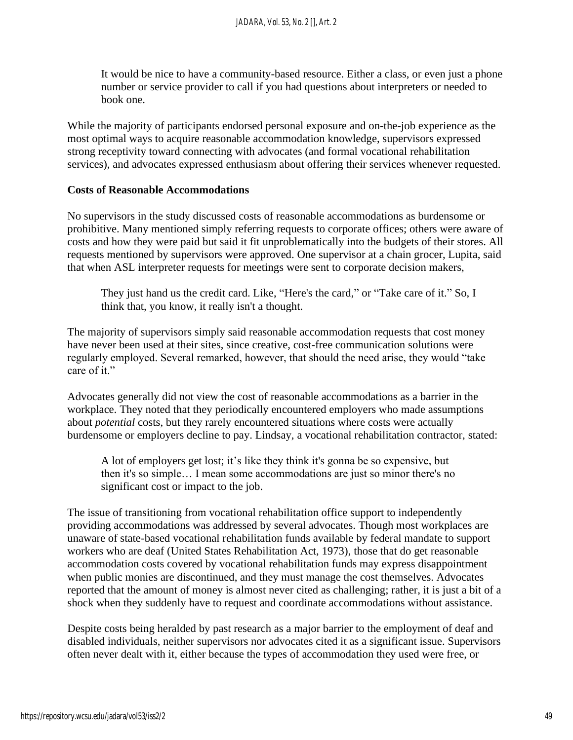> It would be nice to have a community-based resource. Either a class, or even just a phone number or service provider to call if you had questions about interpreters or needed to book one.

While the majority of participants endorsed personal exposure and on-the-job experience as the most optimal ways to acquire reasonable accommodation knowledge, supervisors expressed strong receptivity toward connecting with advocates (and formal vocational rehabilitation services), and advocates expressed enthusiasm about offering their services whenever requested.

**Costs of Reasonable Accommodations**

No supervisors in the study discussed costs of reasonable accommodations as burdensome or prohibitive. Many mentioned simply referring requests to corporate offices; others were aware of costs and how they were paid but said it fit unproblematically into the budgets of their stores. All requests mentioned by supervisors were approved. One supervisor at a chain grocer, Lupita, said that when ASL interpreter requests for meetings were sent to corporate decision makers,

> They just hand us the credit card. Like, "Here's the card," or "Take care of it." So, I think that, you know, it really isn't a thought.

The majority of supervisors simply said reasonable accommodation requests that cost money have never been used at their sites, since creative, cost-free communication solutions were regularly employed. Several remarked, however, that should the need arise, they would "take care of it."

Advocates generally did not view the cost of reasonable accommodations as a barrier in the workplace. They noted that they periodically encountered employers who made assumptions about *potential* costs, but they rarely encountered situations where costs were actually burdensome or employers decline to pay. Lindsay, a vocational rehabilitation contractor, stated:

> A lot of employers get lost; it's like they think it's gonna be so expensive, but then it's so simple… I mean some accommodations are just so minor there's no significant cost or impact to the job.

The issue of transitioning from vocational rehabilitation office support to independently providing accommodations was addressed by several advocates. Though most workplaces are unaware of state-based vocational rehabilitation funds available by federal mandate to support workers who are deaf (United States Rehabilitation Act, 1973), those that do get reasonable accommodation costs covered by vocational rehabilitation funds may express disappointment when public monies are discontinued, and they must manage the cost themselves. Advocates reported that the amount of money is almost never cited as challenging; rather, it is just a bit of a shock when they suddenly have to request and coordinate accommodations without assistance.

Despite costs being heralded by past research as a major barrier to the employment of deaf and disabled individuals, neither supervisors nor advocates cited it as a significant issue. Supervisors often never dealt with it, either because the types of accommodation they used were free, or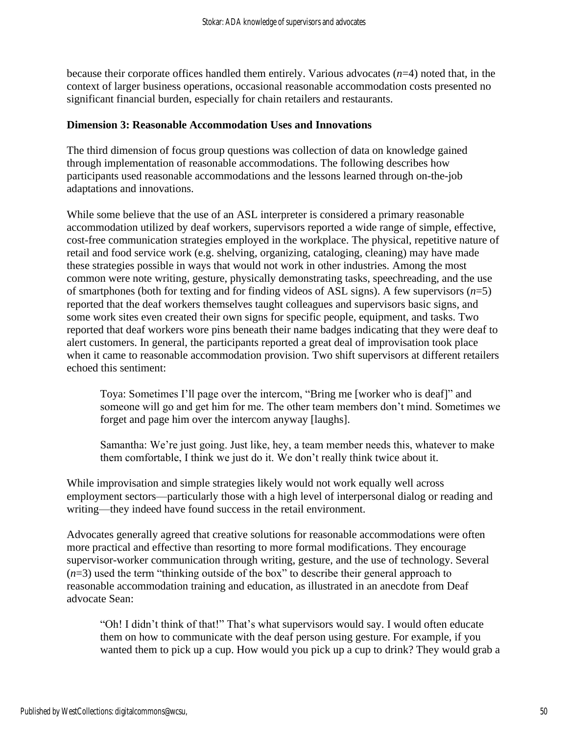because their corporate offices handled them entirely. Various advocates (*n*=4) noted that, in the context of larger business operations, occasional reasonable accommodation costs presented no significant financial burden, especially for chain retailers and restaurants.

**Dimension 3: Reasonable Accommodation Uses and Innovations**

The third dimension of focus group questions was collection of data on knowledge gained through implementation of reasonable accommodations. The following describes how participants used reasonable accommodations and the lessons learned through on-the-job adaptations and innovations.

While some believe that the use of an ASL interpreter is considered a primary reasonable accommodation utilized by deaf workers, supervisors reported a wide range of simple, effective, cost-free communication strategies employed in the workplace. The physical, repetitive nature of retail and food service work (e.g. shelving, organizing, cataloging, cleaning) may have made these strategies possible in ways that would not work in other industries. Among the most common were note writing, gesture, physically demonstrating tasks, speechreading, and the use of smartphones (both for texting and for finding videos of ASL signs). A few supervisors (*n*=5) reported that the deaf workers themselves taught colleagues and supervisors basic signs, and some work sites even created their own signs for specific people, equipment, and tasks. Two reported that deaf workers wore pins beneath their name badges indicating that they were deaf to alert customers. In general, the participants reported a great deal of improvisation took place when it came to reasonable accommodation provision. Two shift supervisors at different retailers echoed this sentiment:

> Toya: Sometimes I'll page over the intercom, "Bring me [worker who is deaf]" and someone will go and get him for me. The other team members don't mind. Sometimes we forget and page him over the intercom anyway [laughs].
>
> Samantha: We're just going. Just like, hey, a team member needs this, whatever to make them comfortable, I think we just do it. We don't really think twice about it.

While improvisation and simple strategies likely would not work equally well across employment sectors—particularly those with a high level of interpersonal dialog or reading and writing—they indeed have found success in the retail environment.

Advocates generally agreed that creative solutions for reasonable accommodations were often more practical and effective than resorting to more formal modifications. They encourage supervisor-worker communication through writing, gesture, and the use of technology. Several (*n*=3) used the term "thinking outside of the box" to describe their general approach to reasonable accommodation training and education, as illustrated in an anecdote from Deaf advocate Sean:

> "Oh! I didn't think of that!" That's what supervisors would say. I would often educate them on how to communicate with the deaf person using gesture. For example, if you wanted them to pick up a cup. How would you pick up a cup to drink? They would grab a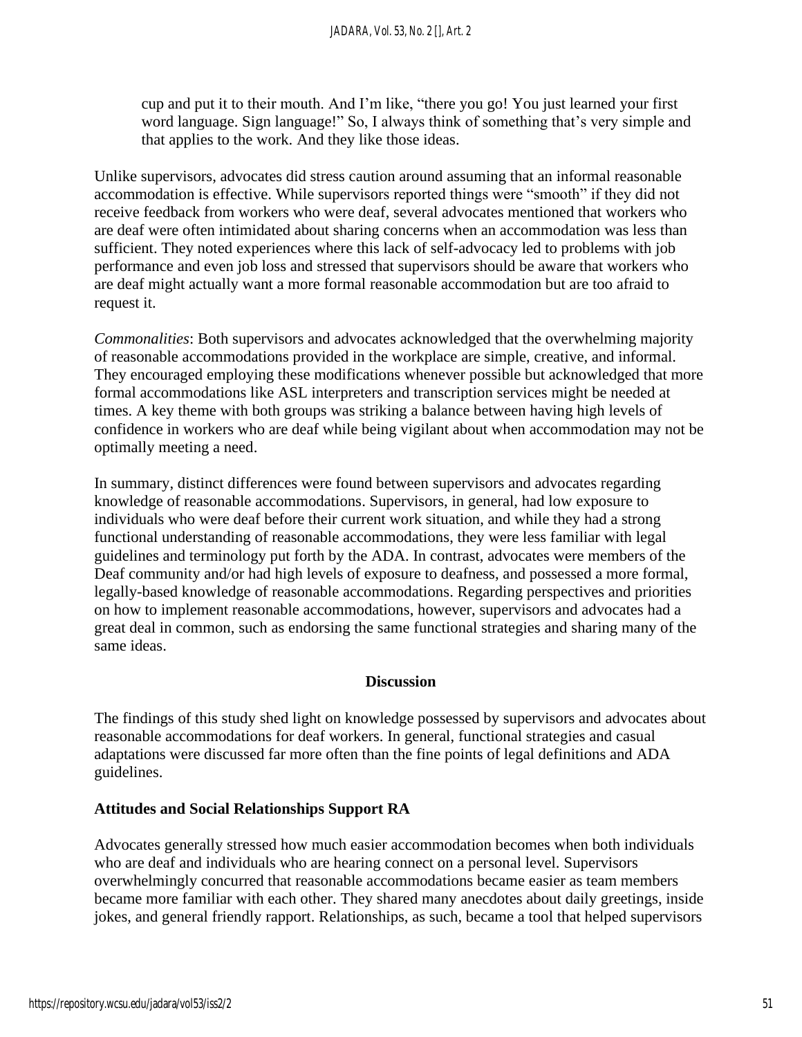> cup and put it to their mouth. And I'm like, "there you go! You just learned your first word language. Sign language!" So, I always think of something that's very simple and that applies to the work. And they like those ideas.

Unlike supervisors, advocates did stress caution around assuming that an informal reasonable accommodation is effective. While supervisors reported things were "smooth" if they did not receive feedback from workers who were deaf, several advocates mentioned that workers who are deaf were often intimidated about sharing concerns when an accommodation was less than sufficient. They noted experiences where this lack of self-advocacy led to problems with job performance and even job loss and stressed that supervisors should be aware that workers who are deaf might actually want a more formal reasonable accommodation but are too afraid to request it.

*Commonalities*: Both supervisors and advocates acknowledged that the overwhelming majority of reasonable accommodations provided in the workplace are simple, creative, and informal. They encouraged employing these modifications whenever possible but acknowledged that more formal accommodations like ASL interpreters and transcription services might be needed at times. A key theme with both groups was striking a balance between having high levels of confidence in workers who are deaf while being vigilant about when accommodation may not be optimally meeting a need.

In summary, distinct differences were found between supervisors and advocates regarding knowledge of reasonable accommodations. Supervisors, in general, had low exposure to individuals who were deaf before their current work situation, and while they had a strong functional understanding of reasonable accommodations, they were less familiar with legal guidelines and terminology put forth by the ADA. In contrast, advocates were members of the Deaf community and/or had high levels of exposure to deafness, and possessed a more formal, legally-based knowledge of reasonable accommodations. Regarding perspectives and priorities on how to implement reasonable accommodations, however, supervisors and advocates had a great deal in common, such as endorsing the same functional strategies and sharing many of the same ideas.

## Discussion

The findings of this study shed light on knowledge possessed by supervisors and advocates about reasonable accommodations for deaf workers. In general, functional strategies and casual adaptations were discussed far more often than the fine points of legal definitions and ADA guidelines.

### Attitudes and Social Relationships Support RA

Advocates generally stressed how much easier accommodation becomes when both individuals who are deaf and individuals who are hearing connect on a personal level. Supervisors overwhelmingly concurred that reasonable accommodations became easier as team members became more familiar with each other. They shared many anecdotes about daily greetings, inside jokes, and general friendly rapport. Relationships, as such, became a tool that helped supervisors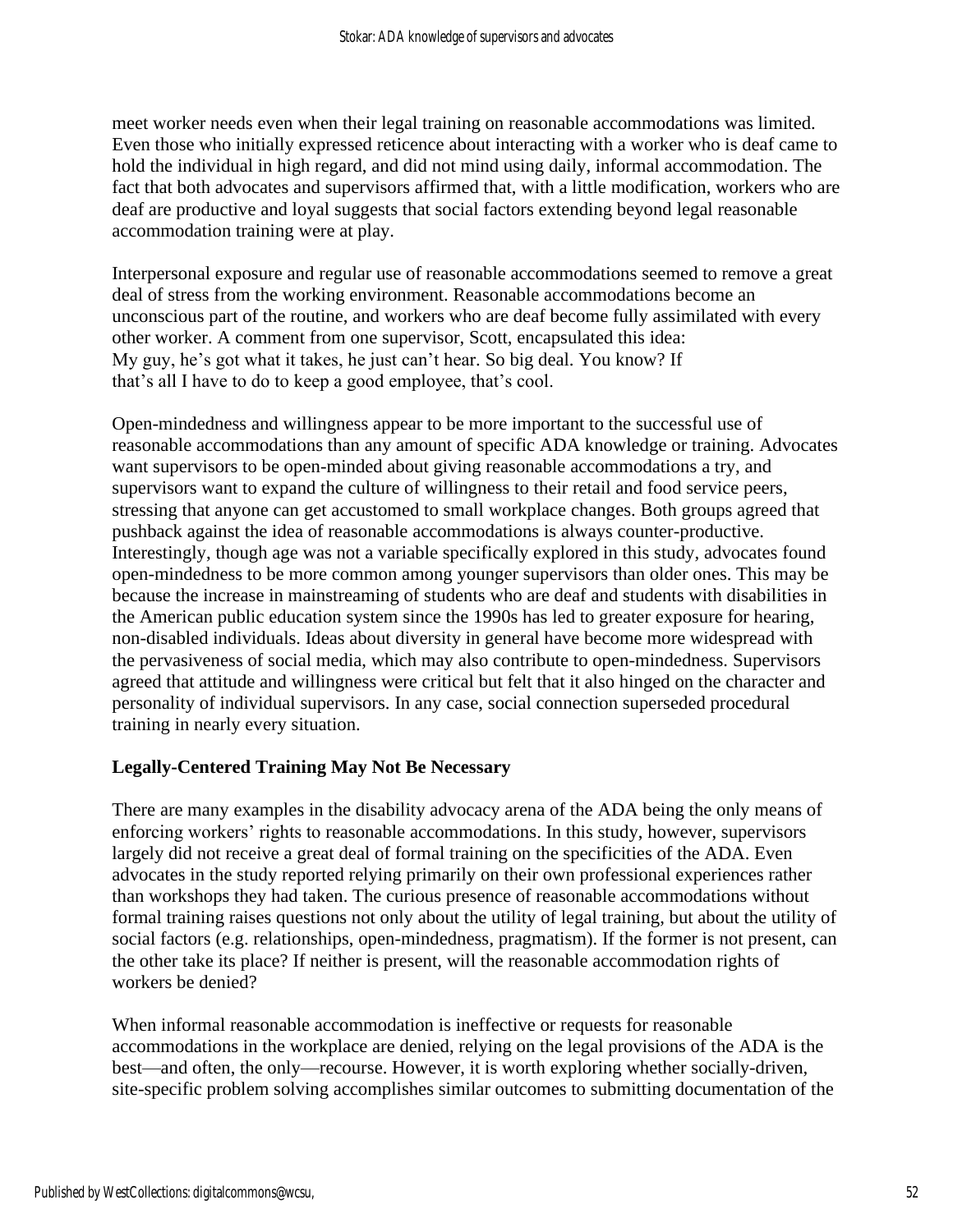meet worker needs even when their legal training on reasonable accommodations was limited. Even those who initially expressed reticence about interacting with a worker who is deaf came to hold the individual in high regard, and did not mind using daily, informal accommodation. The fact that both advocates and supervisors affirmed that, with a little modification, workers who are deaf are productive and loyal suggests that social factors extending beyond legal reasonable accommodation training were at play.

Interpersonal exposure and regular use of reasonable accommodations seemed to remove a great deal of stress from the working environment. Reasonable accommodations become an unconscious part of the routine, and workers who are deaf become fully assimilated with every other worker. A comment from one supervisor, Scott, encapsulated this idea:

> My guy, he's got what it takes, he just can't hear. So big deal. You know? If that's all I have to do to keep a good employee, that's cool.

Open-mindedness and willingness appear to be more important to the successful use of reasonable accommodations than any amount of specific ADA knowledge or training. Advocates want supervisors to be open-minded about giving reasonable accommodations a try, and supervisors want to expand the culture of willingness to their retail and food service peers, stressing that anyone can get accustomed to small workplace changes. Both groups agreed that pushback against the idea of reasonable accommodations is always counter-productive. Interestingly, though age was not a variable specifically explored in this study, advocates found open-mindedness to be more common among younger supervisors than older ones. This may be because the increase in mainstreaming of students who are deaf and students with disabilities in the American public education system since the 1990s has led to greater exposure for hearing, non-disabled individuals. Ideas about diversity in general have become more widespread with the pervasiveness of social media, which may also contribute to open-mindedness. Supervisors agreed that attitude and willingness were critical but felt that it also hinged on the character and personality of individual supervisors. In any case, social connection superseded procedural training in nearly every situation.

### Legally-Centered Training May Not Be Necessary

There are many examples in the disability advocacy arena of the ADA being the only means of enforcing workers' rights to reasonable accommodations. In this study, however, supervisors largely did not receive a great deal of formal training on the specificities of the ADA. Even advocates in the study reported relying primarily on their own professional experiences rather than workshops they had taken. The curious presence of reasonable accommodations without formal training raises questions not only about the utility of legal training, but about the utility of social factors (e.g. relationships, open-mindedness, pragmatism). If the former is not present, can the other take its place? If neither is present, will the reasonable accommodation rights of workers be denied?

When informal reasonable accommodation is ineffective or requests for reasonable accommodations in the workplace are denied, relying on the legal provisions of the ADA is the best—and often, the only—recourse. However, it is worth exploring whether socially-driven, site-specific problem solving accomplishes similar outcomes to submitting documentation of the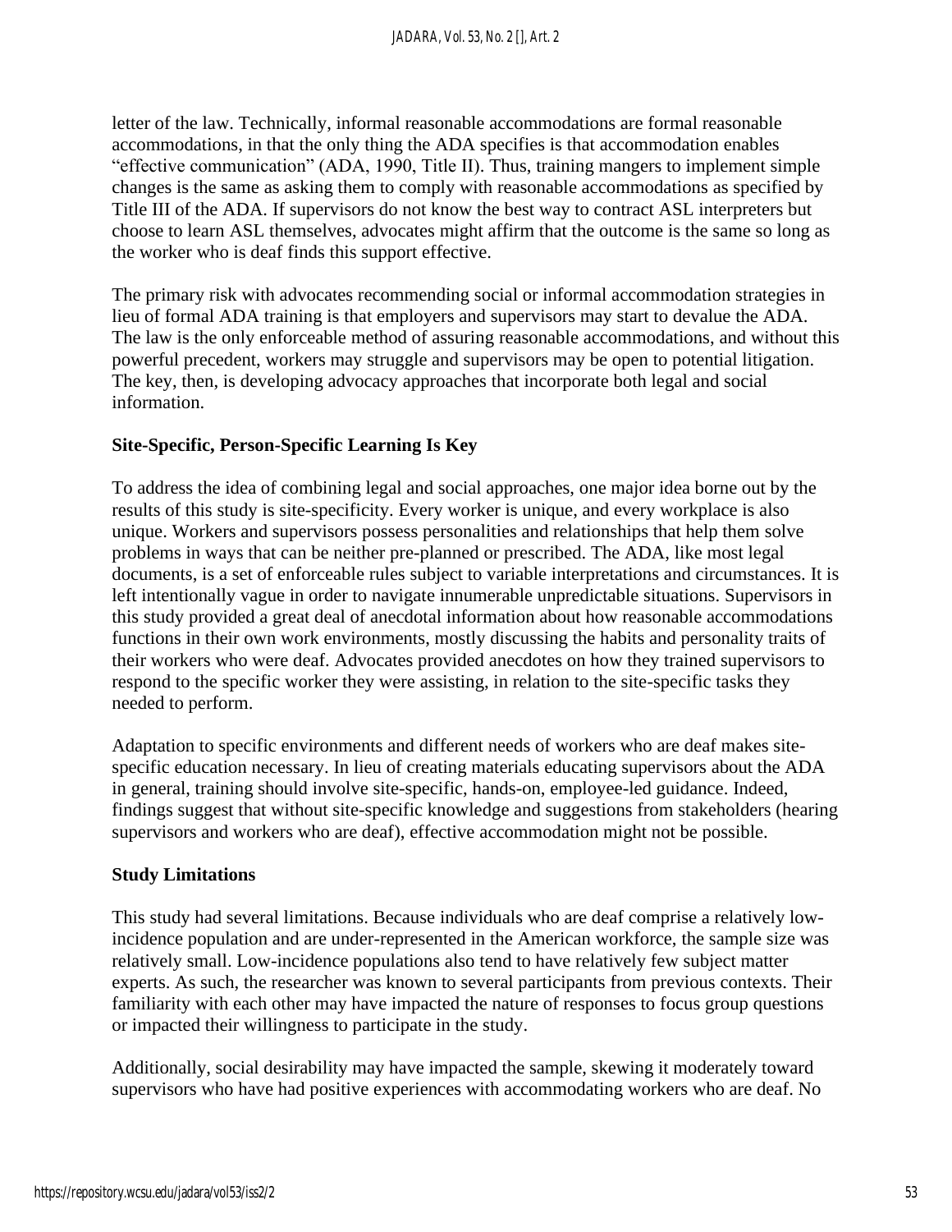letter of the law. Technically, informal reasonable accommodations are formal reasonable accommodations, in that the only thing the ADA specifies is that accommodation enables "effective communication" (ADA, 1990, Title II). Thus, training mangers to implement simple changes is the same as asking them to comply with reasonable accommodations as specified by Title III of the ADA. If supervisors do not know the best way to contract ASL interpreters but choose to learn ASL themselves, advocates might affirm that the outcome is the same so long as the worker who is deaf finds this support effective.

The primary risk with advocates recommending social or informal accommodation strategies in lieu of formal ADA training is that employers and supervisors may start to devalue the ADA. The law is the only enforceable method of assuring reasonable accommodations, and without this powerful precedent, workers may struggle and supervisors may be open to potential litigation. The key, then, is developing advocacy approaches that incorporate both legal and social information.

**Site-Specific, Person-Specific Learning Is Key**

To address the idea of combining legal and social approaches, one major idea borne out by the results of this study is site-specificity. Every worker is unique, and every workplace is also unique. Workers and supervisors possess personalities and relationships that help them solve problems in ways that can be neither pre-planned or prescribed. The ADA, like most legal documents, is a set of enforceable rules subject to variable interpretations and circumstances. It is left intentionally vague in order to navigate innumerable unpredictable situations. Supervisors in this study provided a great deal of anecdotal information about how reasonable accommodations functions in their own work environments, mostly discussing the habits and personality traits of their workers who were deaf. Advocates provided anecdotes on how they trained supervisors to respond to the specific worker they were assisting, in relation to the site-specific tasks they needed to perform.

Adaptation to specific environments and different needs of workers who are deaf makes site-specific education necessary. In lieu of creating materials educating supervisors about the ADA in general, training should involve site-specific, hands-on, employee-led guidance. Indeed, findings suggest that without site-specific knowledge and suggestions from stakeholders (hearing supervisors and workers who are deaf), effective accommodation might not be possible.

**Study Limitations**

This study had several limitations. Because individuals who are deaf comprise a relatively low-incidence population and are under-represented in the American workforce, the sample size was relatively small. Low-incidence populations also tend to have relatively few subject matter experts. As such, the researcher was known to several participants from previous contexts. Their familiarity with each other may have impacted the nature of responses to focus group questions or impacted their willingness to participate in the study.

Additionally, social desirability may have impacted the sample, skewing it moderately toward supervisors who have had positive experiences with accommodating workers who are deaf. No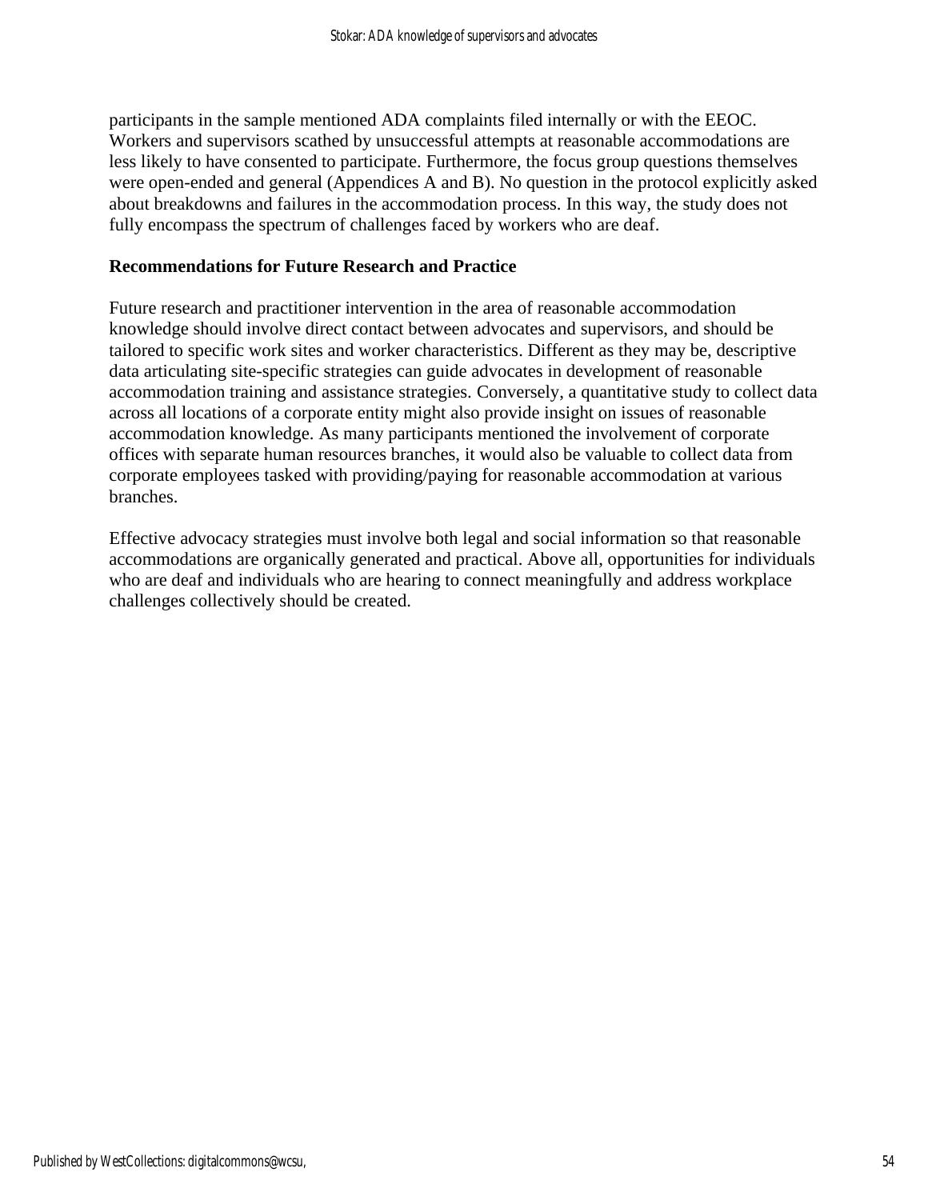participants in the sample mentioned ADA complaints filed internally or with the EEOC. Workers and supervisors scathed by unsuccessful attempts at reasonable accommodations are less likely to have consented to participate. Furthermore, the focus group questions themselves were open-ended and general (Appendices A and B). No question in the protocol explicitly asked about breakdowns and failures in the accommodation process. In this way, the study does not fully encompass the spectrum of challenges faced by workers who are deaf.

**Recommendations for Future Research and Practice**

Future research and practitioner intervention in the area of reasonable accommodation knowledge should involve direct contact between advocates and supervisors, and should be tailored to specific work sites and worker characteristics. Different as they may be, descriptive data articulating site-specific strategies can guide advocates in development of reasonable accommodation training and assistance strategies. Conversely, a quantitative study to collect data across all locations of a corporate entity might also provide insight on issues of reasonable accommodation knowledge. As many participants mentioned the involvement of corporate offices with separate human resources branches, it would also be valuable to collect data from corporate employees tasked with providing/paying for reasonable accommodation at various branches.

Effective advocacy strategies must involve both legal and social information so that reasonable accommodations are organically generated and practical. Above all, opportunities for individuals who are deaf and individuals who are hearing to connect meaningfully and address workplace challenges collectively should be created.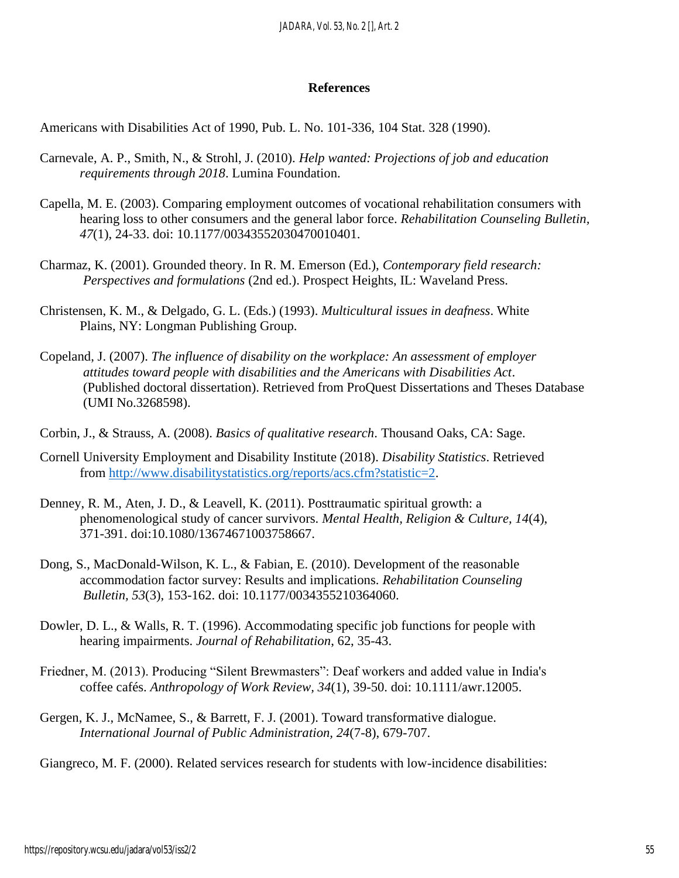## References

Americans with Disabilities Act of 1990, Pub. L. No. 101-336, 104 Stat. 328 (1990).

Carnevale, A. P., Smith, N., & Strohl, J. (2010). *Help wanted: Projections of job and education requirements through 2018*. Lumina Foundation.

Capella, M. E. (2003). Comparing employment outcomes of vocational rehabilitation consumers with hearing loss to other consumers and the general labor force. *Rehabilitation Counseling Bulletin, 47*(1), 24-33. doi: 10.1177/00343552030470010401.

Charmaz, K. (2001). Grounded theory. In R. M. Emerson (Ed.), *Contemporary field research: Perspectives and formulations* (2nd ed.). Prospect Heights, IL: Waveland Press.

Christensen, K. M., & Delgado, G. L. (Eds.) (1993). *Multicultural issues in deafness*. White Plains, NY: Longman Publishing Group.

Copeland, J. (2007). *The influence of disability on the workplace: An assessment of employer attitudes toward people with disabilities and the Americans with Disabilities Act*. (Published doctoral dissertation). Retrieved from ProQuest Dissertations and Theses Database (UMI No.3268598).

Corbin, J., & Strauss, A. (2008). *Basics of qualitative research*. Thousand Oaks, CA: Sage.

Cornell University Employment and Disability Institute (2018). *Disability Statistics*. Retrieved from http://www.disabilitystatistics.org/reports/acs.cfm?statistic=2.

Denney, R. M., Aten, J. D., & Leavell, K. (2011). Posttraumatic spiritual growth: a phenomenological study of cancer survivors. *Mental Health, Religion & Culture, 14*(4), 371-391. doi:10.1080/13674671003758667.

Dong, S., MacDonald-Wilson, K. L., & Fabian, E. (2010). Development of the reasonable accommodation factor survey: Results and implications. *Rehabilitation Counseling Bulletin, 53*(3), 153-162. doi: 10.1177/0034355210364060.

Dowler, D. L., & Walls, R. T. (1996). Accommodating specific job functions for people with hearing impairments. *Journal of Rehabilitation*, 62, 35-43.

Friedner, M. (2013). Producing "Silent Brewmasters": Deaf workers and added value in India's coffee cafés. *Anthropology of Work Review, 34*(1), 39-50. doi: 10.1111/awr.12005.

Gergen, K. J., McNamee, S., & Barrett, F. J. (2001). Toward transformative dialogue. *International Journal of Public Administration, 24*(7-8), 679-707.

Giangreco, M. F. (2000). Related services research for students with low-incidence disabilities: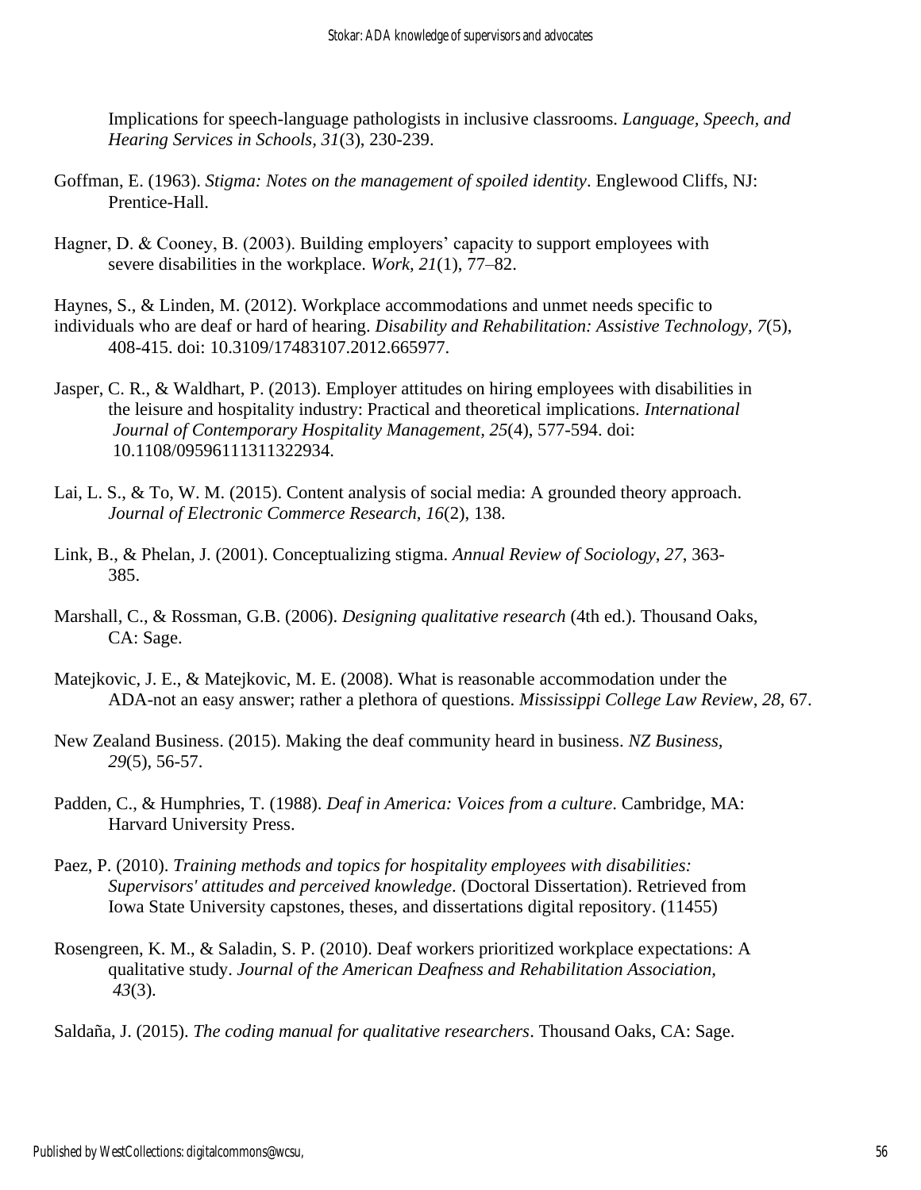Implications for speech-language pathologists in inclusive classrooms. *Language, Speech, and Hearing Services in Schools, 31*(3), 230-239.

Goffman, E. (1963). *Stigma: Notes on the management of spoiled identity*. Englewood Cliffs, NJ: Prentice-Hall.

Hagner, D. & Cooney, B. (2003). Building employers' capacity to support employees with severe disabilities in the workplace. *Work, 21*(1), 77–82.

Haynes, S., & Linden, M. (2012). Workplace accommodations and unmet needs specific to individuals who are deaf or hard of hearing. *Disability and Rehabilitation: Assistive Technology, 7*(5), 408-415. doi: 10.3109/17483107.2012.665977.

Jasper, C. R., & Waldhart, P. (2013). Employer attitudes on hiring employees with disabilities in the leisure and hospitality industry: Practical and theoretical implications. *International Journal of Contemporary Hospitality Management, 25*(4), 577-594. doi: 10.1108/09596111311322934.

Lai, L. S., & To, W. M. (2015). Content analysis of social media: A grounded theory approach. *Journal of Electronic Commerce Research, 16*(2), 138.

Link, B., & Phelan, J. (2001). Conceptualizing stigma. *Annual Review of Sociology, 27*, 363-385.

Marshall, C., & Rossman, G.B. (2006). *Designing qualitative research* (4th ed.). Thousand Oaks, CA: Sage.

Matejkovic, J. E., & Matejkovic, M. E. (2008). What is reasonable accommodation under the ADA-not an easy answer; rather a plethora of questions. *Mississippi College Law Review, 28*, 67.

New Zealand Business. (2015). Making the deaf community heard in business. *NZ Business, 29*(5), 56-57.

Padden, C., & Humphries, T. (1988). *Deaf in America: Voices from a culture*. Cambridge, MA: Harvard University Press.

Paez, P. (2010). *Training methods and topics for hospitality employees with disabilities: Supervisors' attitudes and perceived knowledge*. (Doctoral Dissertation). Retrieved from Iowa State University capstones, theses, and dissertations digital repository. (11455)

Rosengreen, K. M., & Saladin, S. P. (2010). Deaf workers prioritized workplace expectations: A qualitative study. *Journal of the American Deafness and Rehabilitation Association, 43*(3).

Saldaña, J. (2015). *The coding manual for qualitative researchers*. Thousand Oaks, CA: Sage.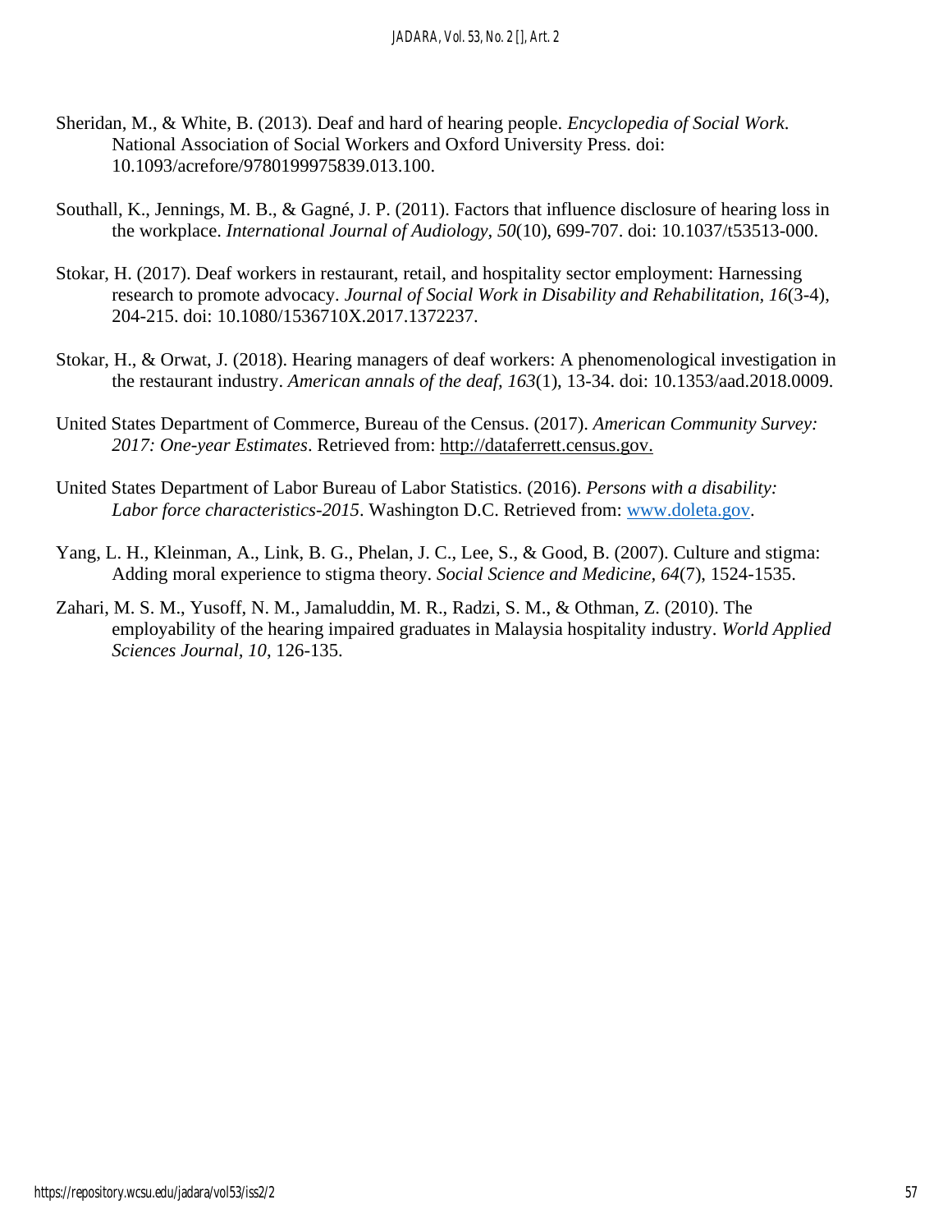Sheridan, M., & White, B. (2013). Deaf and hard of hearing people. *Encyclopedia of Social Work*. National Association of Social Workers and Oxford University Press. doi: 10.1093/acrefore/9780199975839.013.100.

Southall, K., Jennings, M. B., & Gagné, J. P. (2011). Factors that influence disclosure of hearing loss in the workplace. *International Journal of Audiology, 50*(10), 699-707. doi: 10.1037/t53513-000.

Stokar, H. (2017). Deaf workers in restaurant, retail, and hospitality sector employment: Harnessing research to promote advocacy. *Journal of Social Work in Disability and Rehabilitation, 16*(3-4), 204-215. doi: 10.1080/1536710X.2017.1372237.

Stokar, H., & Orwat, J. (2018). Hearing managers of deaf workers: A phenomenological investigation in the restaurant industry. *American annals of the deaf, 163*(1), 13-34. doi: 10.1353/aad.2018.0009.

United States Department of Commerce, Bureau of the Census. (2017). *American Community Survey: 2017: One-year Estimates*. Retrieved from: http://dataferrett.census.gov.

United States Department of Labor Bureau of Labor Statistics. (2016). *Persons with a disability: Labor force characteristics-2015*. Washington D.C. Retrieved from: www.doleta.gov.

Yang, L. H., Kleinman, A., Link, B. G., Phelan, J. C., Lee, S., & Good, B. (2007). Culture and stigma: Adding moral experience to stigma theory. *Social Science and Medicine, 64*(7), 1524-1535.

Zahari, M. S. M., Yusoff, N. M., Jamaluddin, M. R., Radzi, S. M., & Othman, Z. (2010). The employability of the hearing impaired graduates in Malaysia hospitality industry. *World Applied Sciences Journal*, *10*, 126-135.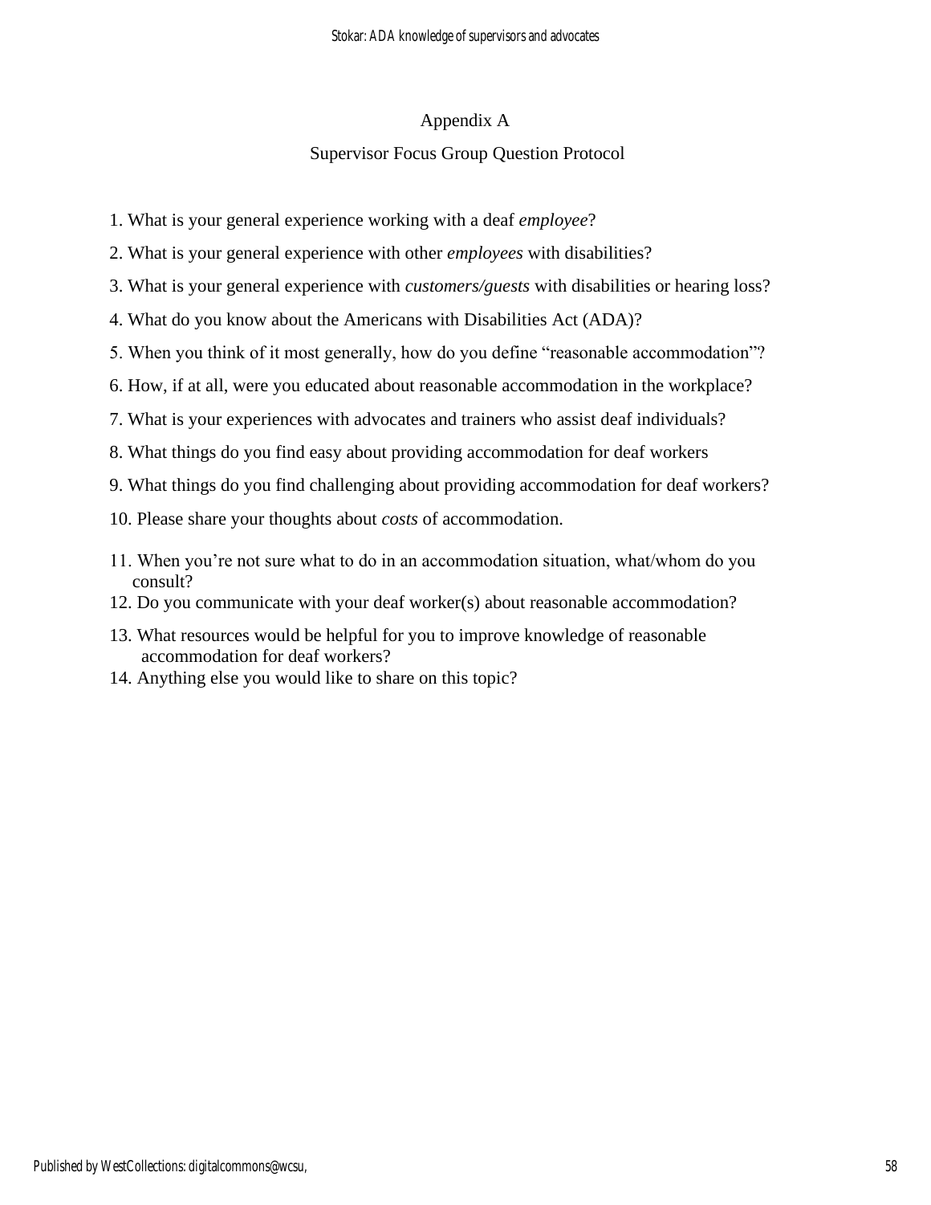## Appendix A

## Supervisor Focus Group Question Protocol

1. What is your general experience working with a deaf *employee*?
2. What is your general experience with other *employees* with disabilities?
3. What is your general experience with *customers/guests* with disabilities or hearing loss?
4. What do you know about the Americans with Disabilities Act (ADA)?
5. When you think of it most generally, how do you define "reasonable accommodation"?
6. How, if at all, were you educated about reasonable accommodation in the workplace?
7. What is your experiences with advocates and trainers who assist deaf individuals?
8. What things do you find easy about providing accommodation for deaf workers
9. What things do you find challenging about providing accommodation for deaf workers?
10. Please share your thoughts about *costs* of accommodation.
11. When you're not sure what to do in an accommodation situation, what/whom do you consult?
12. Do you communicate with your deaf worker(s) about reasonable accommodation?
13. What resources would be helpful for you to improve knowledge of reasonable accommodation for deaf workers?
14. Anything else you would like to share on this topic?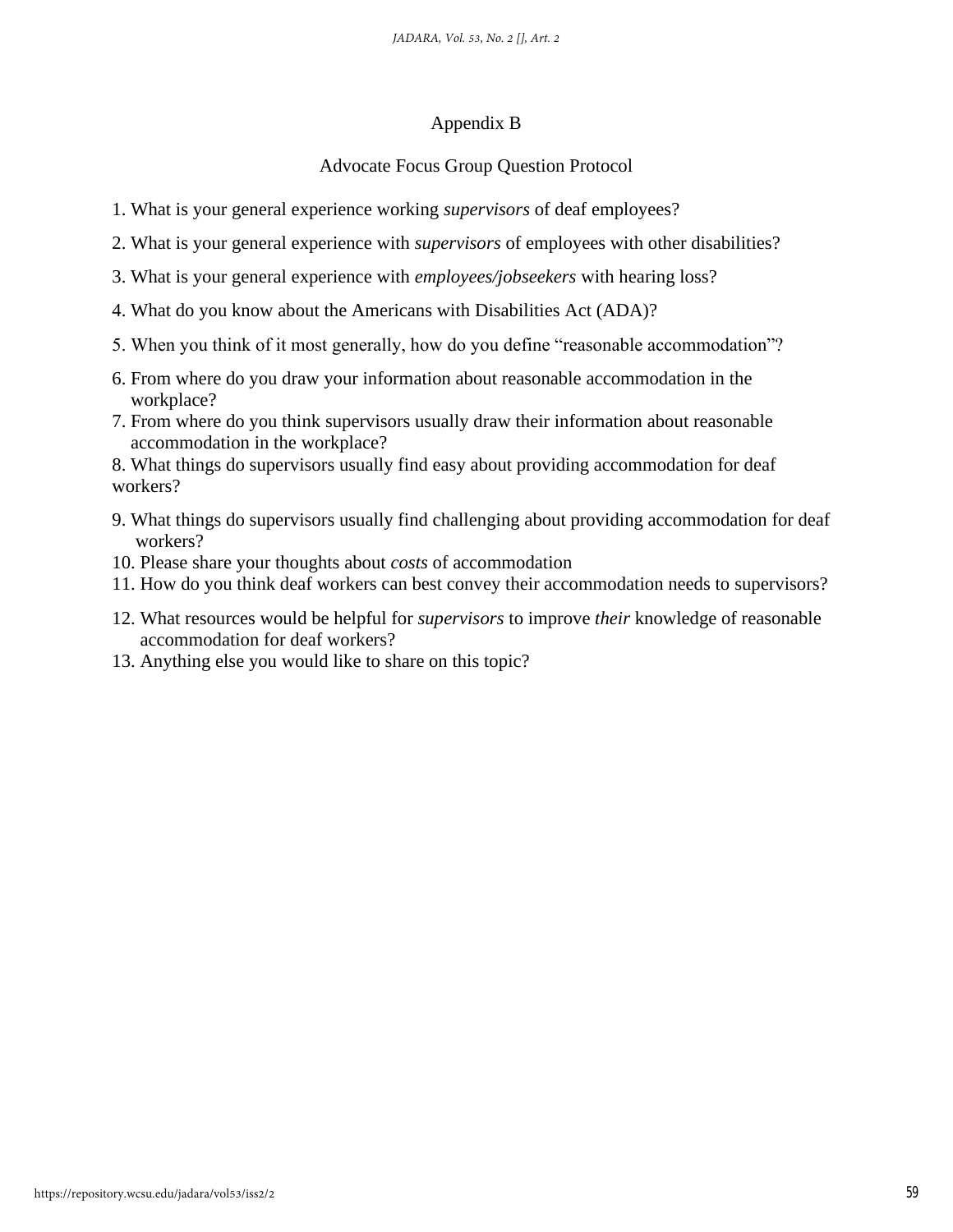## Appendix B

### Advocate Focus Group Question Protocol

1. What is your general experience working *supervisors* of deaf employees?
2. What is your general experience with *supervisors* of employees with other disabilities?
3. What is your general experience with *employees/jobseekers* with hearing loss?
4. What do you know about the Americans with Disabilities Act (ADA)?
5. When you think of it most generally, how do you define "reasonable accommodation"?
6. From where do you draw your information about reasonable accommodation in the workplace?
7. From where do you think supervisors usually draw their information about reasonable accommodation in the workplace?
8. What things do supervisors usually find easy about providing accommodation for deaf workers?
9. What things do supervisors usually find challenging about providing accommodation for deaf workers?
10. Please share your thoughts about *costs* of accommodation
11. How do you think deaf workers can best convey their accommodation needs to supervisors?
12. What resources would be helpful for *supervisors* to improve *their* knowledge of reasonable accommodation for deaf workers?
13. Anything else you would like to share on this topic?